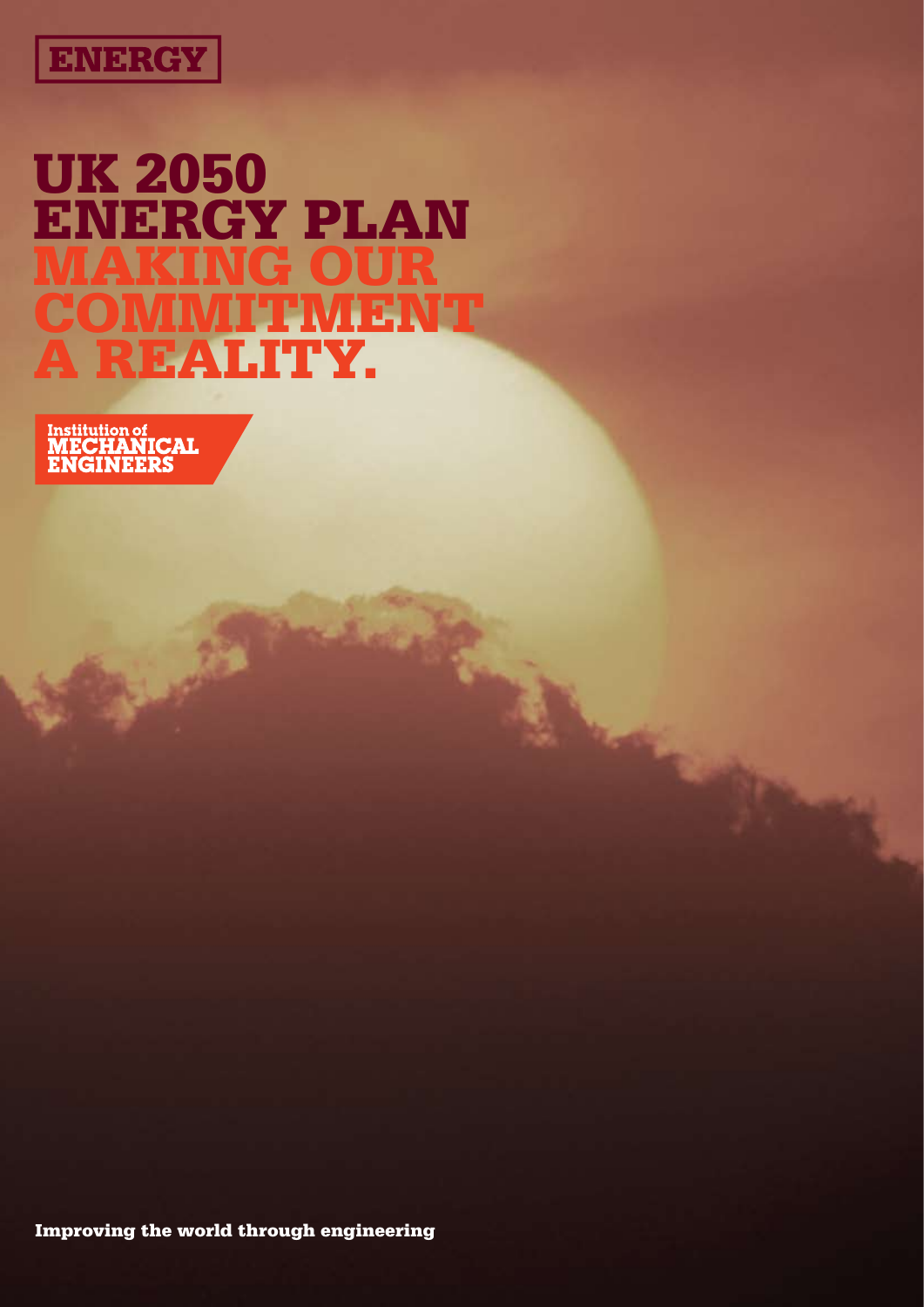ENERGY

# UK 2050 ENERGY PLAN MAKING OUR COMMITMENT A REALITY.

Institution of MECHANICAL ENGINEERS

Improving the world through engineering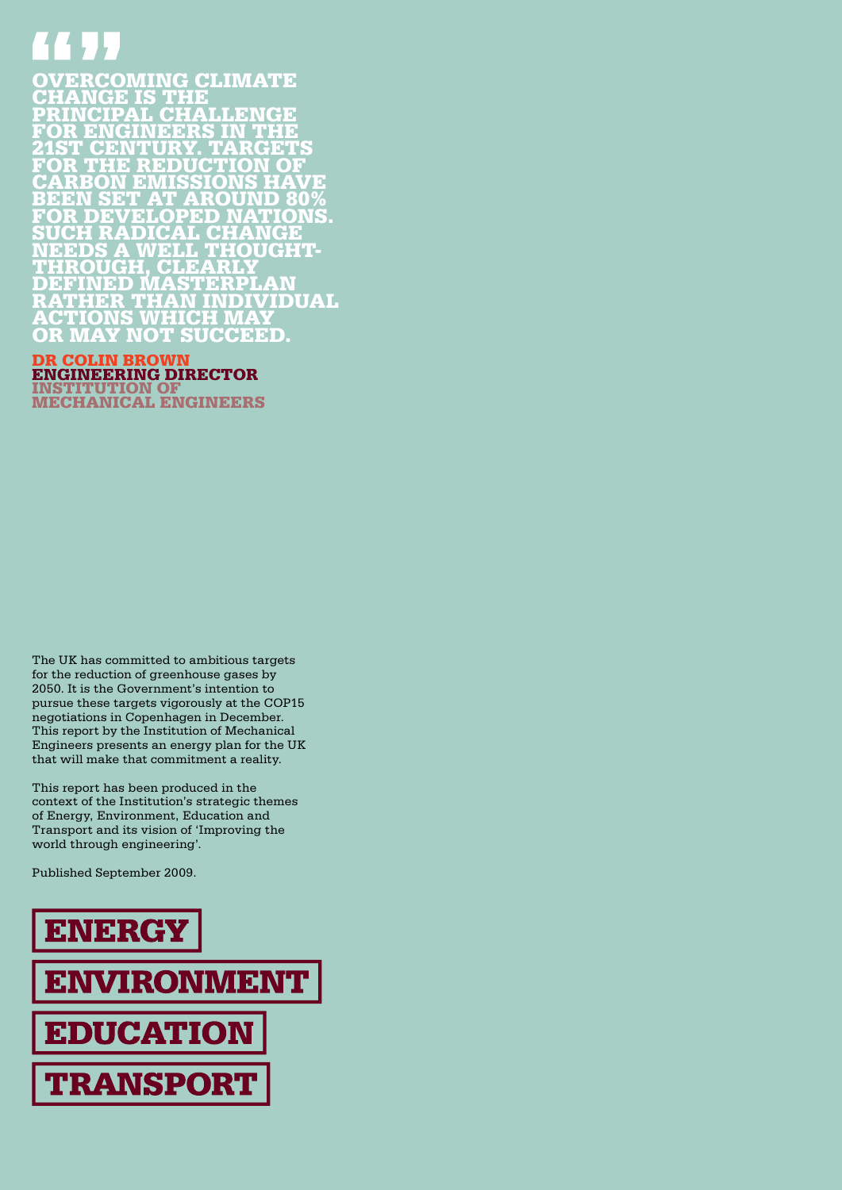**“ ”**

**OVERCOMING CLIMATE CHANGE IS THE PRINCIPAL CHALLENGE FOR ENGINEERS IN THE 21ST CENTURY. TARGETS FOR THE REDUCTION OF CARBON EMISSIONS HAVE BEEN SET AT AROUND 80% FOR DEVELOPED NATIONS. SUCH RADICAL CHANGE NEEDS A WELL THOUGHT-THROUGH, CLEARLY DEFINED MASTERPLAN RATHER THAN INDIVIDUAL ACTIONS WHICH MAY OR MAY NOT SUCCEED.**

**DR COLIN BROWN**
**ENGINEERING DIRECTOR**
**INSTITUTION OF MECHANICAL ENGINEERS**

The UK has committed to ambitious targets for the reduction of greenhouse gases by 2050. It is the Government's intention to pursue these targets vigorously at the COP15 negotiations in Copenhagen in December. This report by the Institution of Mechanical Engineers presents an energy plan for the UK that will make that commitment a reality.

This report has been produced in the context of the Institution's strategic themes of Energy, Environment, Education and Transport and its vision of 'Improving the world through engineering'.

Published September 2009.

**ENERGY**

**ENVIRONMENT**

**EDUCATION**

**TRANSPORT**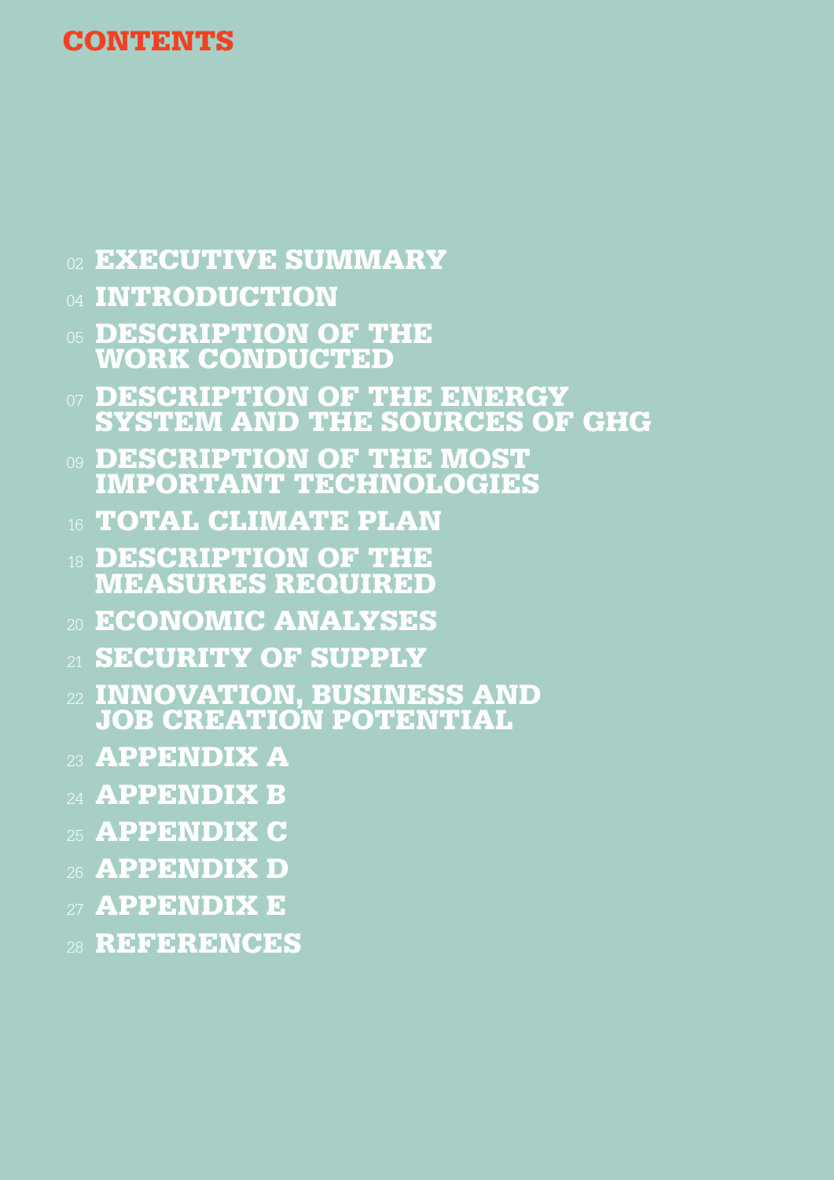# CONTENTS

- 02 EXECUTIVE SUMMARY
- 04 INTRODUCTION
- 05 DESCRIPTION OF THE WORK CONDUCTED
- 07 DESCRIPTION OF THE ENERGY SYSTEM AND THE SOURCES OF GHG
- 09 DESCRIPTION OF THE MOST IMPORTANT TECHNOLOGIES
- 16 TOTAL CLIMATE PLAN
- 18 DESCRIPTION OF THE MEASURES REQUIRED
- 20 ECONOMIC ANALYSES
- 21 SECURITY OF SUPPLY
- 22 INNOVATION, BUSINESS AND JOB CREATION POTENTIAL
- 23 APPENDIX A
- 24 APPENDIX B
- 25 APPENDIX C
- 26 APPENDIX D
- 27 APPENDIX E
- 28 REFERENCES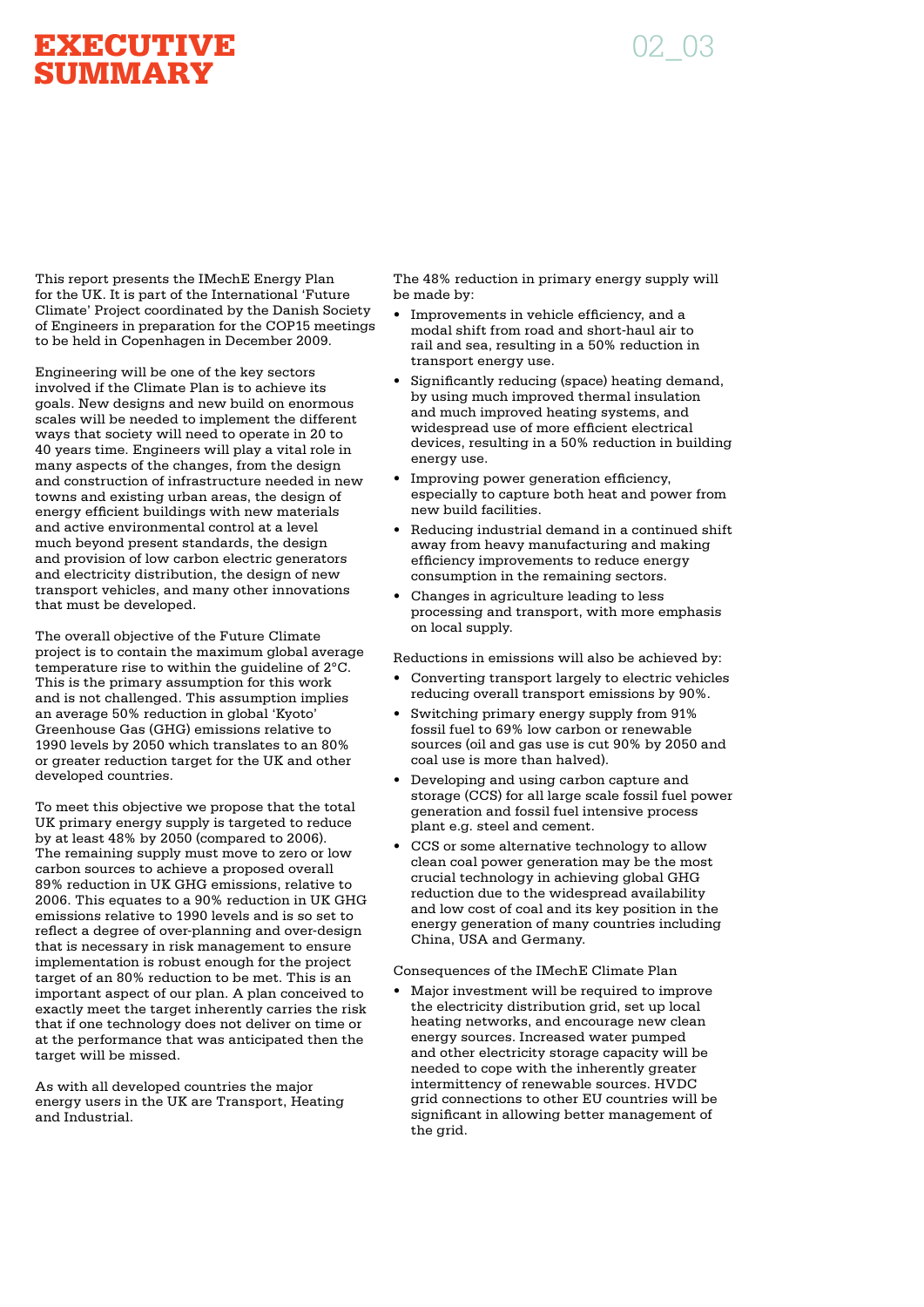# EXECUTIVE SUMMARY

This report presents the IMechE Energy Plan for the UK. It is part of the International 'Future Climate' Project coordinated by the Danish Society of Engineers in preparation for the COP15 meetings to be held in Copenhagen in December 2009.

Engineering will be one of the key sectors involved if the Climate Plan is to achieve its goals. New designs and new build on enormous scales will be needed to implement the different ways that society will need to operate in 20 to 40 years time. Engineers will play a vital role in many aspects of the changes, from the design and construction of infrastructure needed in new towns and existing urban areas, the design of energy efficient buildings with new materials and active environmental control at a level much beyond present standards, the design and provision of low carbon electric generators and electricity distribution, the design of new transport vehicles, and many other innovations that must be developed.

The overall objective of the Future Climate project is to contain the maximum global average temperature rise to within the guideline of 2°C. This is the primary assumption for this work and is not challenged. This assumption implies an average 50% reduction in global 'Kyoto' Greenhouse Gas (GHG) emissions relative to 1990 levels by 2050 which translates to an 80% or greater reduction target for the UK and other developed countries.

To meet this objective we propose that the total UK primary energy supply is targeted to reduce by at least 48% by 2050 (compared to 2006). The remaining supply must move to zero or low carbon sources to achieve a proposed overall 89% reduction in UK GHG emissions, relative to 2006. This equates to a 90% reduction in UK GHG emissions relative to 1990 levels and is so set to reflect a degree of over-planning and over-design that is necessary in risk management to ensure implementation is robust enough for the project target of an 80% reduction to be met. This is an important aspect of our plan. A plan conceived to exactly meet the target inherently carries the risk that if one technology does not deliver on time or at the performance that was anticipated then the target will be missed.

As with all developed countries the major energy users in the UK are Transport, Heating and Industrial.

The 48% reduction in primary energy supply will be made by:

- Improvements in vehicle efficiency, and a modal shift from road and short-haul air to rail and sea, resulting in a 50% reduction in transport energy use.
- Significantly reducing (space) heating demand, by using much improved thermal insulation and much improved heating systems, and widespread use of more efficient electrical devices, resulting in a 50% reduction in building energy use.
- Improving power generation efficiency, especially to capture both heat and power from new build facilities.
- Reducing industrial demand in a continued shift away from heavy manufacturing and making efficiency improvements to reduce energy consumption in the remaining sectors.
- Changes in agriculture leading to less processing and transport, with more emphasis on local supply.

Reductions in emissions will also be achieved by:

- Converting transport largely to electric vehicles reducing overall transport emissions by 90%.
- Switching primary energy supply from 91% fossil fuel to 69% low carbon or renewable sources (oil and gas use is cut 90% by 2050 and coal use is more than halved).
- Developing and using carbon capture and storage (CCS) for all large scale fossil fuel power generation and fossil fuel intensive process plant e.g. steel and cement.
- CCS or some alternative technology to allow clean coal power generation may be the most crucial technology in achieving global GHG reduction due to the widespread availability and low cost of coal and its key position in the energy generation of many countries including China, USA and Germany.

Consequences of the IMechE Climate Plan

- Major investment will be required to improve the electricity distribution grid, set up local heating networks, and encourage new clean energy sources. Increased water pumped and other electricity storage capacity will be needed to cope with the inherently greater intermittency of renewable sources. HVDC grid connections to other EU countries will be significant in allowing better management of the grid.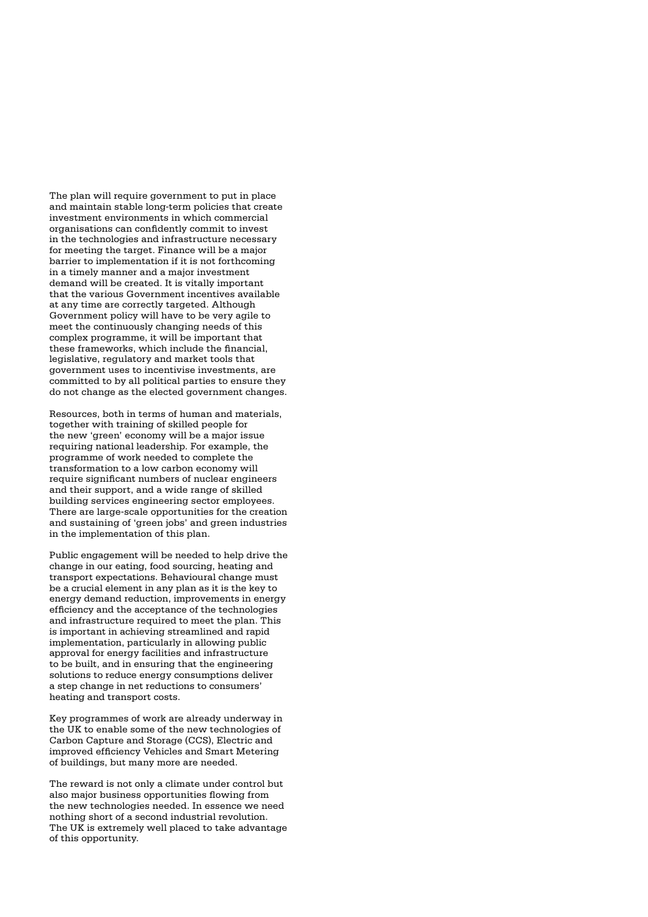The plan will require government to put in place and maintain stable long-term policies that create investment environments in which commercial organisations can confidently commit to invest in the technologies and infrastructure necessary for meeting the target. Finance will be a major barrier to implementation if it is not forthcoming in a timely manner and a major investment demand will be created. It is vitally important that the various Government incentives available at any time are correctly targeted. Although Government policy will have to be very agile to meet the continuously changing needs of this complex programme, it will be important that these frameworks, which include the financial, legislative, regulatory and market tools that government uses to incentivise investments, are committed to by all political parties to ensure they do not change as the elected government changes.

Resources, both in terms of human and materials, together with training of skilled people for the new 'green' economy will be a major issue requiring national leadership. For example, the programme of work needed to complete the transformation to a low carbon economy will require significant numbers of nuclear engineers and their support, and a wide range of skilled building services engineering sector employees. There are large-scale opportunities for the creation and sustaining of 'green jobs' and green industries in the implementation of this plan.

Public engagement will be needed to help drive the change in our eating, food sourcing, heating and transport expectations. Behavioural change must be a crucial element in any plan as it is the key to energy demand reduction, improvements in energy efficiency and the acceptance of the technologies and infrastructure required to meet the plan. This is important in achieving streamlined and rapid implementation, particularly in allowing public approval for energy facilities and infrastructure to be built, and in ensuring that the engineering solutions to reduce energy consumptions deliver a step change in net reductions to consumers' heating and transport costs.

Key programmes of work are already underway in the UK to enable some of the new technologies of Carbon Capture and Storage (CCS), Electric and improved efficiency Vehicles and Smart Metering of buildings, but many more are needed.

The reward is not only a climate under control but also major business opportunities flowing from the new technologies needed. In essence we need nothing short of a second industrial revolution. The UK is extremely well placed to take advantage of this opportunity.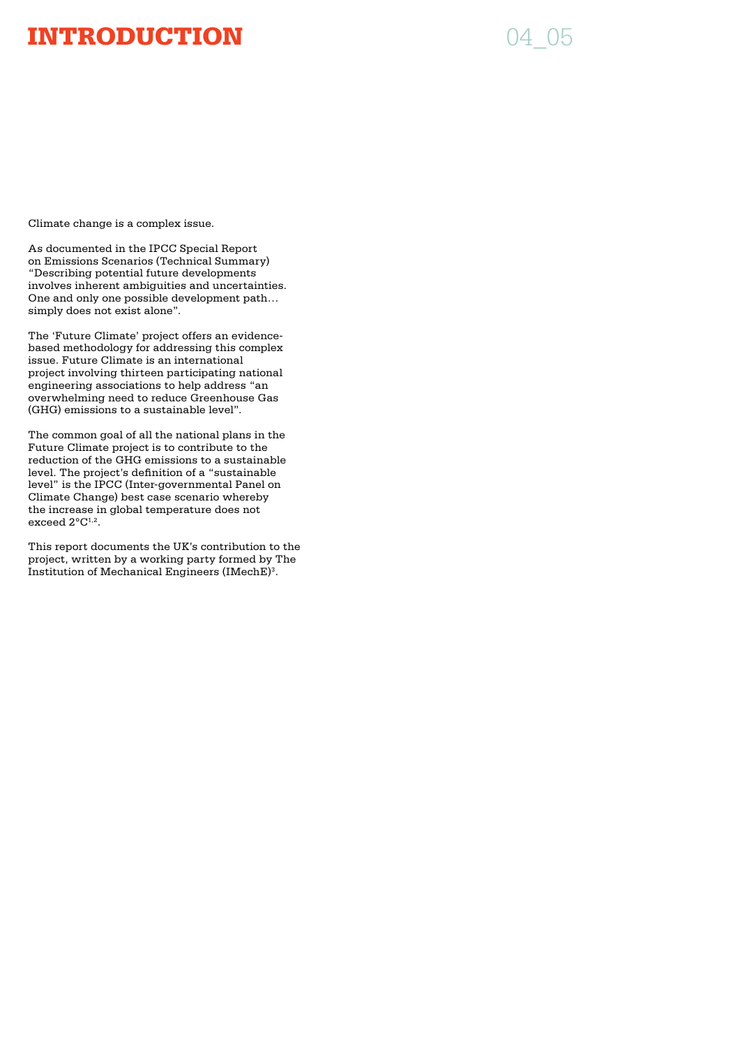# INTRODUCTION

Climate change is a complex issue.

As documented in the IPCC Special Report on Emissions Scenarios (Technical Summary) "Describing potential future developments involves inherent ambiguities and uncertainties. One and only one possible development path… simply does not exist alone".

The 'Future Climate' project offers an evidence-based methodology for addressing this complex issue. Future Climate is an international project involving thirteen participating national engineering associations to help address "an overwhelming need to reduce Greenhouse Gas (GHG) emissions to a sustainable level".

The common goal of all the national plans in the Future Climate project is to contribute to the reduction of the GHG emissions to a sustainable level. The project's definition of a "sustainable level" is the IPCC (Inter-governmental Panel on Climate Change) best case scenario whereby the increase in global temperature does not exceed 2°C[1,2].

This report documents the UK's contribution to the project, written by a working party formed by The Institution of Mechanical Engineers (IMechE)[3].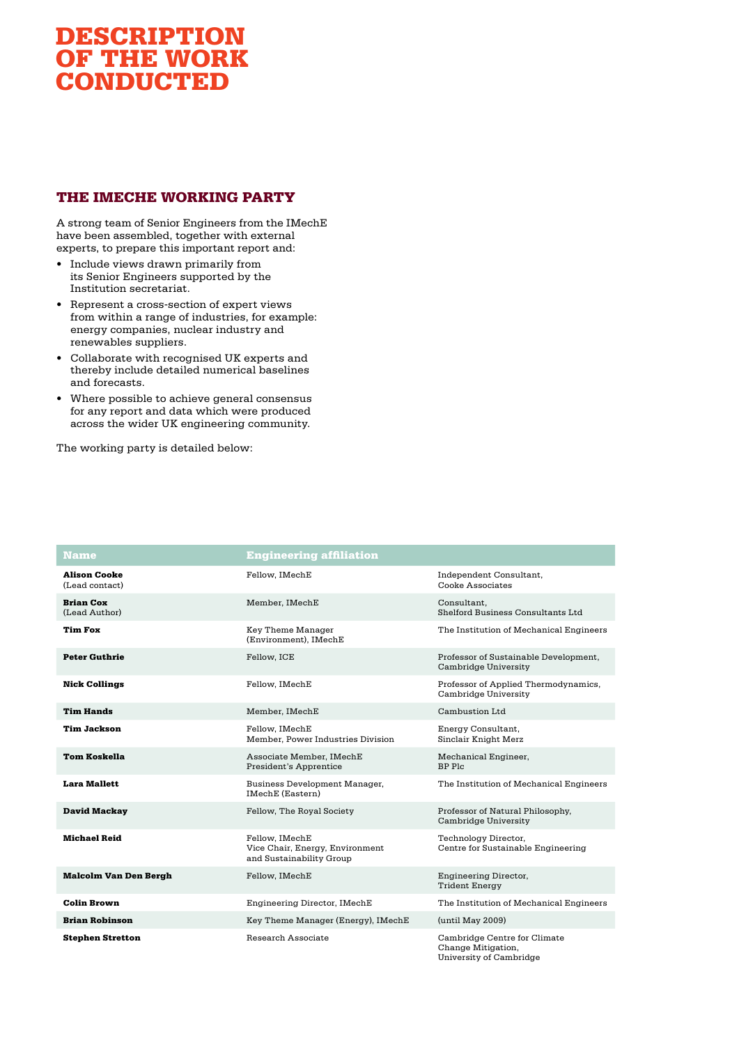# DESCRIPTION OF THE WORK CONDUCTED

## THE IMECHE WORKING PARTY

A strong team of Senior Engineers from the IMechE have been assembled, together with external experts, to prepare this important report and:

- Include views drawn primarily from its Senior Engineers supported by the Institution secretariat.
- Represent a cross-section of expert views from within a range of industries, for example: energy companies, nuclear industry and renewables suppliers.
- Collaborate with recognised UK experts and thereby include detailed numerical baselines and forecasts.
- Where possible to achieve general consensus for any report and data which were produced across the wider UK engineering community.

The working party is detailed below:

| Name | Engineering affiliation | |
|---|---|---|
| **Alison Cooke** (Lead contact) | Fellow, IMechE | Independent Consultant, Cooke Associates |
| **Brian Cox** (Lead Author) | Member, IMechE | Consultant, Shelford Business Consultants Ltd |
| **Tim Fox** | Key Theme Manager (Environment), IMechE | The Institution of Mechanical Engineers |
| **Peter Guthrie** | Fellow, ICE | Professor of Sustainable Development, Cambridge University |
| **Nick Collings** | Fellow, IMechE | Professor of Applied Thermodynamics, Cambridge University |
| **Tim Hands** | Member, IMechE | Cambustion Ltd |
| **Tim Jackson** | Fellow, IMechE<br>Member, Power Industries Division | Energy Consultant, Sinclair Knight Merz |
| **Tom Koskella** | Associate Member, IMechE<br>President's Apprentice | Mechanical Engineer, BP Plc |
| **Lara Mallett** | Business Development Manager, IMechE (Eastern) | The Institution of Mechanical Engineers |
| **David Mackay** | Fellow, The Royal Society | Professor of Natural Philosophy, Cambridge University |
| **Michael Reid** | Fellow, IMechE<br>Vice Chair, Energy, Environment and Sustainability Group | Technology Director, Centre for Sustainable Engineering |
| **Malcolm Van Den Bergh** | Fellow, IMechE | Engineering Director, Trident Energy |
| **Colin Brown** | Engineering Director, IMechE | The Institution of Mechanical Engineers |
| **Brian Robinson** | Key Theme Manager (Energy), IMechE | (until May 2009) |
| **Stephen Stretton** | Research Associate | Cambridge Centre for Climate Change Mitigation, University of Cambridge |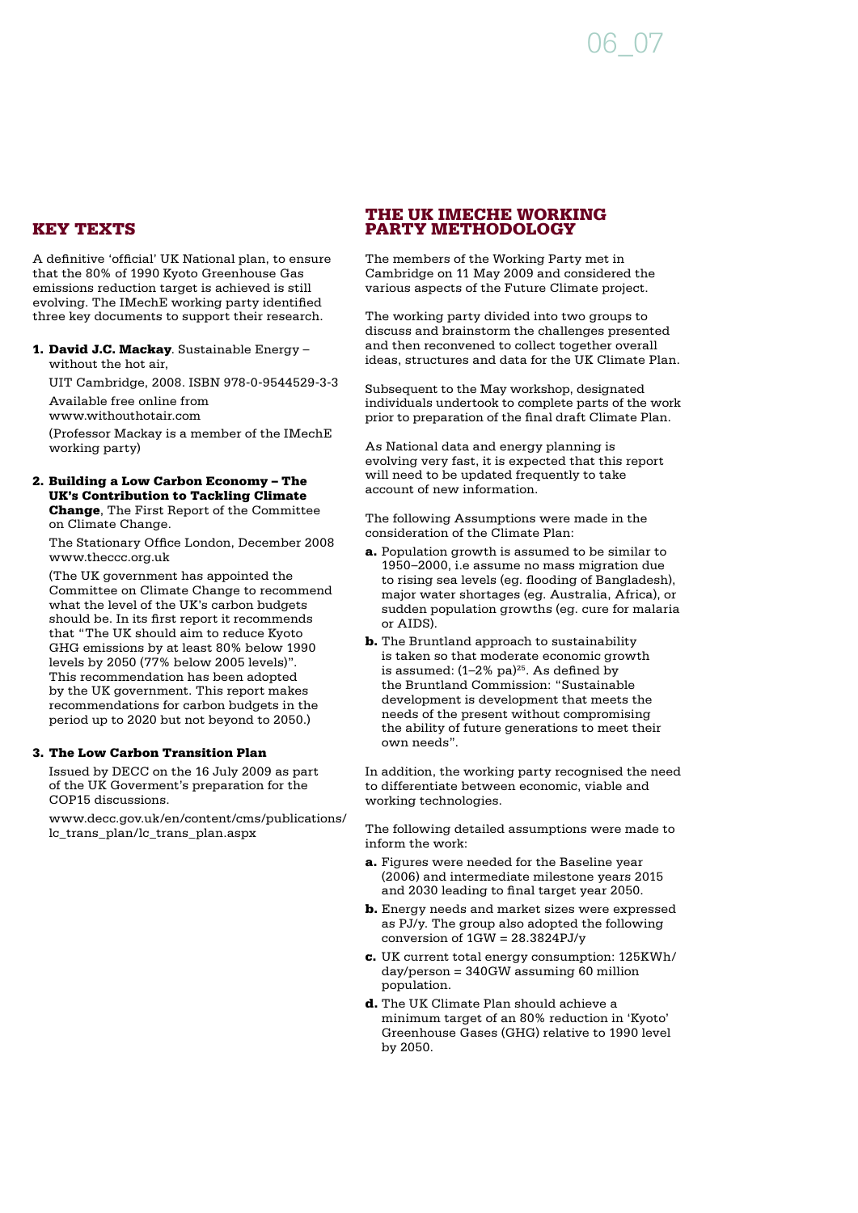## KEY TEXTS

A definitive 'official' UK National plan, to ensure that the 80% of 1990 Kyoto Greenhouse Gas emissions reduction target is achieved is still evolving. The IMechE working party identified three key documents to support their research.

1. **David J.C. Mackay**. Sustainable Energy – without the hot air,

   UIT Cambridge, 2008. ISBN 978-0-9544529-3-3

   Available free online from www.withouthotair.com

   (Professor Mackay is a member of the IMechE working party)

2. **Building a Low Carbon Economy – The UK's Contribution to Tackling Climate Change**, The First Report of the Committee on Climate Change.

   The Stationary Office London, December 2008 www.theccc.org.uk

   (The UK government has appointed the Committee on Climate Change to recommend what the level of the UK's carbon budgets should be. In its first report it recommends that "The UK should aim to reduce Kyoto GHG emissions by at least 80% below 1990 levels by 2050 (77% below 2005 levels)". This recommendation has been adopted by the UK government. This report makes recommendations for carbon budgets in the period up to 2020 but not beyond to 2050.)

3. **The Low Carbon Transition Plan**

   Issued by DECC on the 16 July 2009 as part of the UK Goverment's preparation for the COP15 discussions.

   www.decc.gov.uk/en/content/cms/publications/lc_trans_plan/lc_trans_plan.aspx

## THE UK IMECHE WORKING PARTY METHODOLOGY

The members of the Working Party met in Cambridge on 11 May 2009 and considered the various aspects of the Future Climate project.

The working party divided into two groups to discuss and brainstorm the challenges presented and then reconvened to collect together overall ideas, structures and data for the UK Climate Plan.

Subsequent to the May workshop, designated individuals undertook to complete parts of the work prior to preparation of the final draft Climate Plan.

As National data and energy planning is evolving very fast, it is expected that this report will need to be updated frequently to take account of new information.

The following Assumptions were made in the consideration of the Climate Plan:

**a.** Population growth is assumed to be similar to 1950–2000, i.e assume no mass migration due to rising sea levels (eg. flooding of Bangladesh), major water shortages (eg. Australia, Africa), or sudden population growths (eg. cure for malaria or AIDS).

**b.** The Bruntland approach to sustainability is taken so that moderate economic growth is assumed: (1–2% pa)[25]. As defined by the Bruntland Commission: "Sustainable development is development that meets the needs of the present without compromising the ability of future generations to meet their own needs".

In addition, the working party recognised the need to differentiate between economic, viable and working technologies.

The following detailed assumptions were made to inform the work:

**a.** Figures were needed for the Baseline year (2006) and intermediate milestone years 2015 and 2030 leading to final target year 2050.

**b.** Energy needs and market sizes were expressed as PJ/y. The group also adopted the following conversion of 1GW = 28.3824PJ/y

**c.** UK current total energy consumption: 125KWh/day/person = 340GW assuming 60 million population.

**d.** The UK Climate Plan should achieve a minimum target of an 80% reduction in 'Kyoto' Greenhouse Gases (GHG) relative to 1990 level by 2050.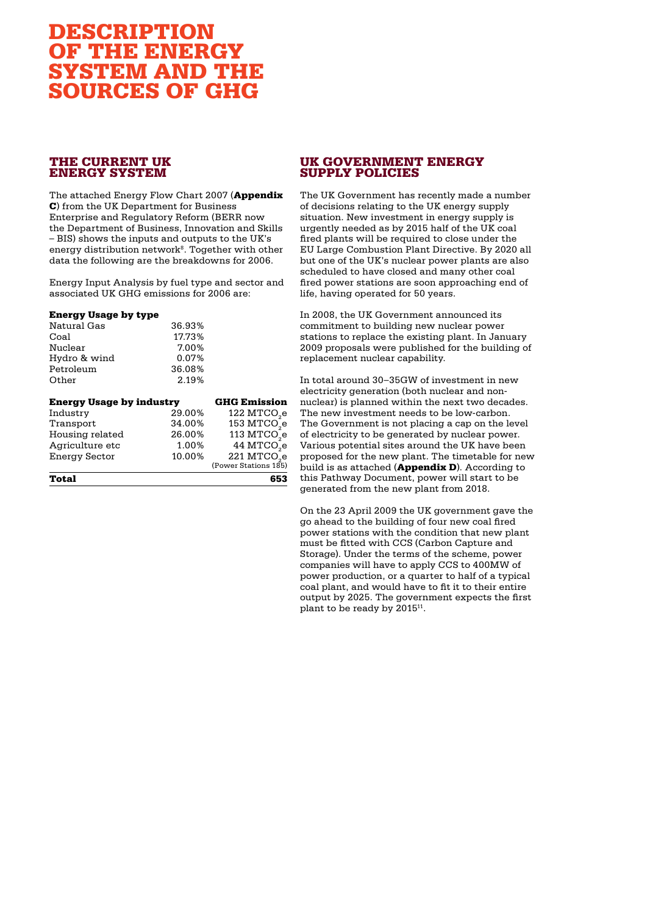# DESCRIPTION OF THE ENERGY SYSTEM AND THE SOURCES OF GHG

## THE CURRENT UK ENERGY SYSTEM

The attached Energy Flow Chart 2007 (**Appendix C**) from the UK Department for Business Enterprise and Regulatory Reform (BERR now the Department of Business, Innovation and Skills – BIS) shows the inputs and outputs to the UK's energy distribution network[8]. Together with other data the following are the breakdowns for 2006.

Energy Input Analysis by fuel type and sector and associated UK GHG emissions for 2006 are:

| **Energy Usage by type** | |
|---|---|
| Natural Gas | 36.93% |
| Coal | 17.73% |
| Nuclear | 7.00% |
| Hydro & wind | 0.07% |
| Petroleum | 36.08% |
| Other | 2.19% |

| **Energy Usage by industry** | | **GHG Emission** |
|---|---|---|
| Industry | 29.00% | 122 $MTCO_2e$ |
| Transport | 34.00% | 153 $MTCO_2e$ |
| Housing related | 26.00% | 113 $MTCO_2e$ |
| Agriculture etc | 1.00% | 44 $MTCO_2e$ |
| Energy Sector | 10.00% | 221 $MTCO_2e$ (Power Stations 185) |
| **Total** | | **653** |

## UK GOVERNMENT ENERGY SUPPLY POLICIES

The UK Government has recently made a number of decisions relating to the UK energy supply situation. New investment in energy supply is urgently needed as by 2015 half of the UK coal fired plants will be required to close under the EU Large Combustion Plant Directive. By 2020 all but one of the UK's nuclear power plants are also scheduled to have closed and many other coal fired power stations are soon approaching end of life, having operated for 50 years.

In 2008, the UK Government announced its commitment to building new nuclear power stations to replace the existing plant. In January 2009 proposals were published for the building of replacement nuclear capability.

In total around 30–35GW of investment in new electricity generation (both nuclear and non-nuclear) is planned within the next two decades. The new investment needs to be low-carbon. The Government is not placing a cap on the level of electricity to be generated by nuclear power. Various potential sites around the UK have been proposed for the new plant. The timetable for new build is as attached (**Appendix D**). According to this Pathway Document, power will start to be generated from the new plant from 2018.

On the 23 April 2009 the UK government gave the go ahead to the building of four new coal fired power stations with the condition that new plant must be fitted with CCS (Carbon Capture and Storage). Under the terms of the scheme, power companies will have to apply CCS to 400MW of power production, or a quarter to half of a typical coal plant, and would have to fit it to their entire output by 2025. The government expects the first plant to be ready by 2015[11].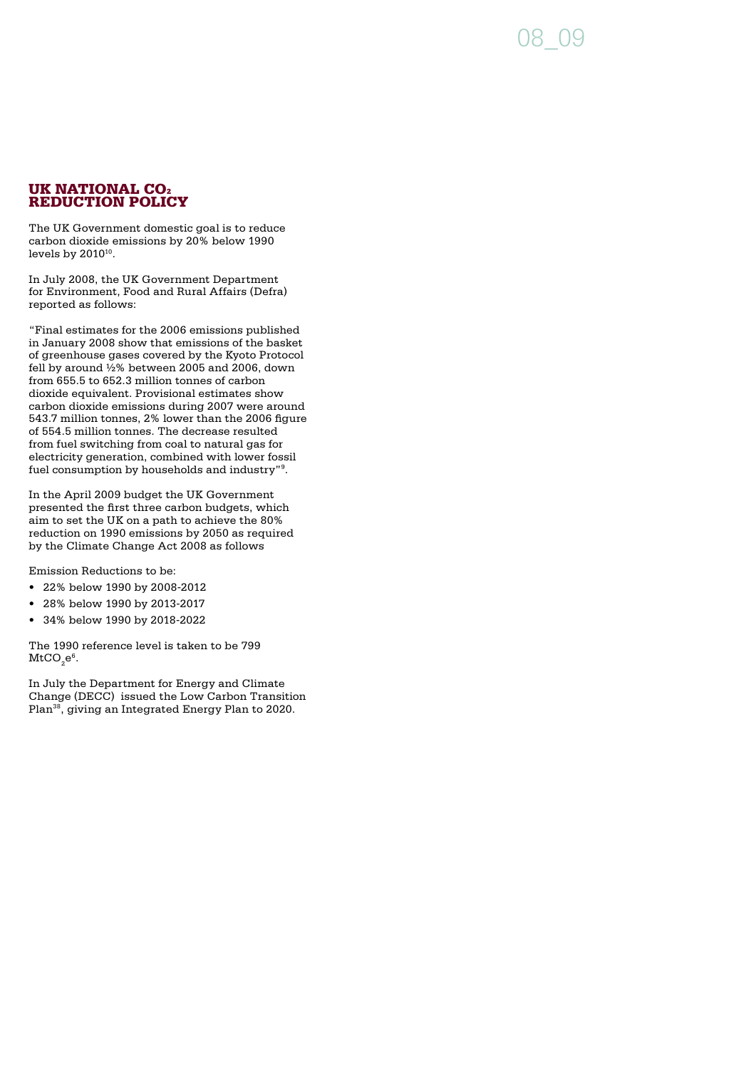## UK NATIONAL $CO_2$ REDUCTION POLICY

The UK Government domestic goal is to reduce carbon dioxide emissions by 20% below 1990 levels by 2010[10].

In July 2008, the UK Government Department for Environment, Food and Rural Affairs (Defra) reported as follows:

"Final estimates for the 2006 emissions published in January 2008 show that emissions of the basket of greenhouse gases covered by the Kyoto Protocol fell by around ½% between 2005 and 2006, down from 655.5 to 652.3 million tonnes of carbon dioxide equivalent. Provisional estimates show carbon dioxide emissions during 2007 were around 543.7 million tonnes, 2% lower than the 2006 figure of 554.5 million tonnes. The decrease resulted from fuel switching from coal to natural gas for electricity generation, combined with lower fossil fuel consumption by households and industry"[9].

In the April 2009 budget the UK Government presented the first three carbon budgets, which aim to set the UK on a path to achieve the 80% reduction on 1990 emissions by 2050 as required by the Climate Change Act 2008 as follows

Emission Reductions to be:

- 22% below 1990 by 2008-2012
- 28% below 1990 by 2013-2017
- 34% below 1990 by 2018-2022

The 1990 reference level is taken to be 799 $MtCO_2e$[6].

In July the Department for Energy and Climate Change (DECC) issued the Low Carbon Transition Plan[38], giving an Integrated Energy Plan to 2020.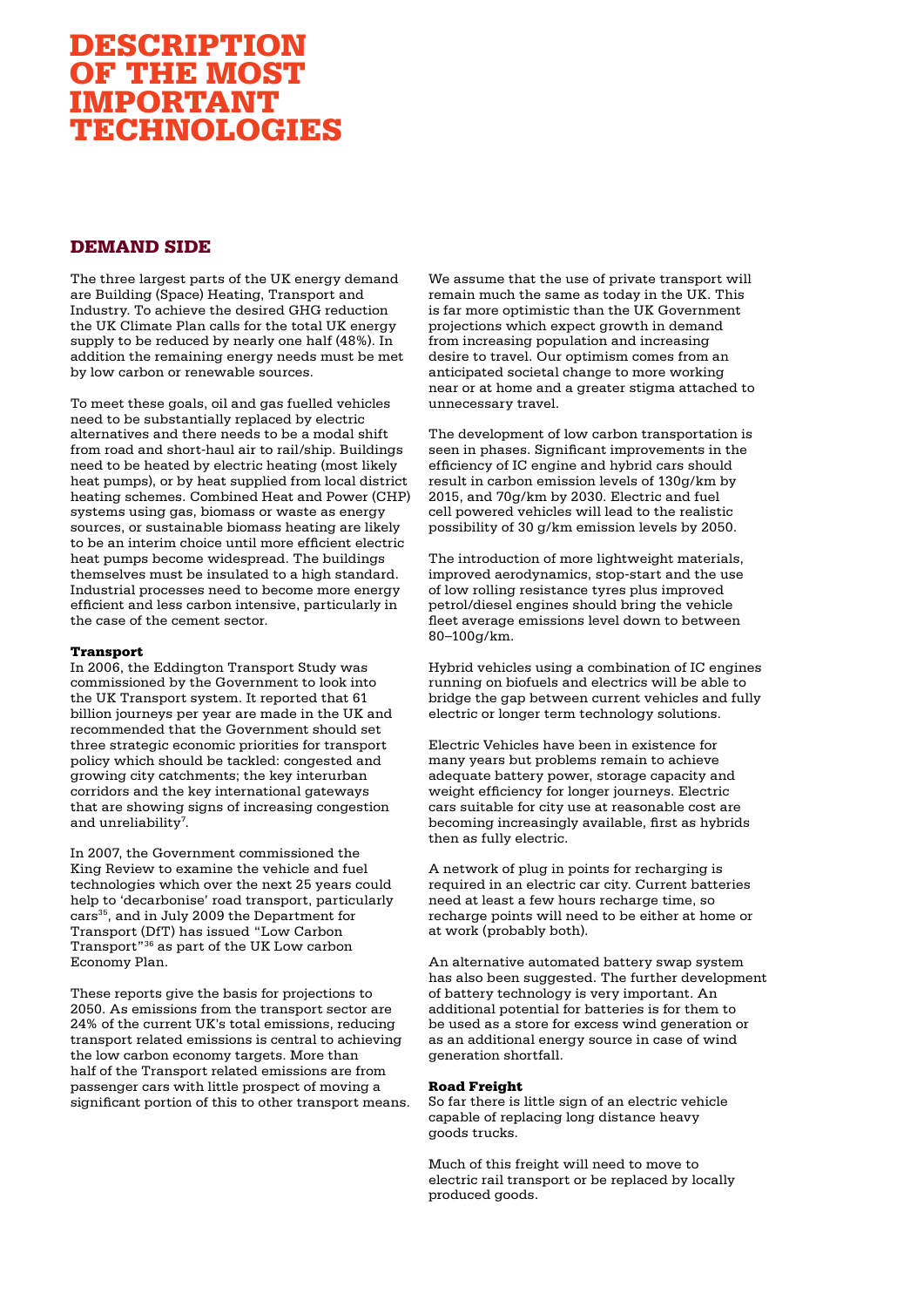# DESCRIPTION OF THE MOST IMPORTANT TECHNOLOGIES

## DEMAND SIDE

The three largest parts of the UK energy demand are Building (Space) Heating, Transport and Industry. To achieve the desired GHG reduction the UK Climate Plan calls for the total UK energy supply to be reduced by nearly one half (48%). In addition the remaining energy needs must be met by low carbon or renewable sources.

To meet these goals, oil and gas fuelled vehicles need to be substantially replaced by electric alternatives and there needs to be a modal shift from road and short-haul air to rail/ship. Buildings need to be heated by electric heating (most likely heat pumps), or by heat supplied from local district heating schemes. Combined Heat and Power (CHP) systems using gas, biomass or waste as energy sources, or sustainable biomass heating are likely to be an interim choice until more efficient electric heat pumps become widespread. The buildings themselves must be insulated to a high standard. Industrial processes need to become more energy efficient and less carbon intensive, particularly in the case of the cement sector.

### Transport

In 2006, the Eddington Transport Study was commissioned by the Government to look into the UK Transport system. It reported that 61 billion journeys per year are made in the UK and recommended that the Government should set three strategic economic priorities for transport policy which should be tackled: congested and growing city catchments; the key interurban corridors and the key international gateways that are showing signs of increasing congestion and unreliability[7].

In 2007, the Government commissioned the King Review to examine the vehicle and fuel technologies which over the next 25 years could help to 'decarbonise' road transport, particularly cars[35], and in July 2009 the Department for Transport (DfT) has issued "Low Carbon Transport"[36] as part of the UK Low carbon Economy Plan.

These reports give the basis for projections to 2050. As emissions from the transport sector are 24% of the current UK's total emissions, reducing transport related emissions is central to achieving the low carbon economy targets. More than half of the Transport related emissions are from passenger cars with little prospect of moving a significant portion of this to other transport means.

We assume that the use of private transport will remain much the same as today in the UK. This is far more optimistic than the UK Government projections which expect growth in demand from increasing population and increasing desire to travel. Our optimism comes from an anticipated societal change to more working near or at home and a greater stigma attached to unnecessary travel.

The development of low carbon transportation is seen in phases. Significant improvements in the efficiency of IC engine and hybrid cars should result in carbon emission levels of 130g/km by 2015, and 70g/km by 2030. Electric and fuel cell powered vehicles will lead to the realistic possibility of 30 g/km emission levels by 2050.

The introduction of more lightweight materials, improved aerodynamics, stop-start and the use of low rolling resistance tyres plus improved petrol/diesel engines should bring the vehicle fleet average emissions level down to between 80–100g/km.

Hybrid vehicles using a combination of IC engines running on biofuels and electrics will be able to bridge the gap between current vehicles and fully electric or longer term technology solutions.

Electric Vehicles have been in existence for many years but problems remain to achieve adequate battery power, storage capacity and weight efficiency for longer journeys. Electric cars suitable for city use at reasonable cost are becoming increasingly available, first as hybrids then as fully electric.

A network of plug in points for recharging is required in an electric car city. Current batteries need at least a few hours recharge time, so recharge points will need to be either at home or at work (probably both).

An alternative automated battery swap system has also been suggested. The further development of battery technology is very important. An additional potential for batteries is for them to be used as a store for excess wind generation or as an additional energy source in case of wind generation shortfall.

### Road Freight

So far there is little sign of an electric vehicle capable of replacing long distance heavy goods trucks.

Much of this freight will need to move to electric rail transport or be replaced by locally produced goods.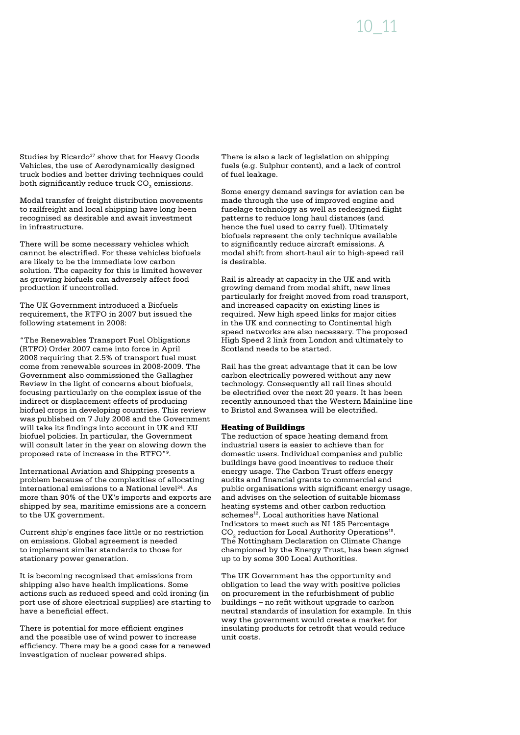Studies by Ricardo[37] show that for Heavy Goods Vehicles, the use of Aerodynamically designed truck bodies and better driving techniques could both significantly reduce truck $CO_2$ emissions.

Modal transfer of freight distribution movements to railfreight and local shipping have long been recognised as desirable and await investment in infrastructure.

There will be some necessary vehicles which cannot be electrified. For these vehicles biofuels are likely to be the immediate low carbon solution. The capacity for this is limited however as growing biofuels can adversely affect food production if uncontrolled.

The UK Government introduced a Biofuels requirement, the RTFO in 2007 but issued the following statement in 2008:

"The Renewables Transport Fuel Obligations (RTFO) Order 2007 came into force in April 2008 requiring that 2.5% of transport fuel must come from renewable sources in 2008-2009. The Government also commissioned the Gallagher Review in the light of concerns about biofuels, focusing particularly on the complex issue of the indirect or displacement effects of producing biofuel crops in developing countries. This review was published on 7 July 2008 and the Government will take its findings into account in UK and EU biofuel policies. In particular, the Government will consult later in the year on slowing down the proposed rate of increase in the RTFO"[9].

International Aviation and Shipping presents a problem because of the complexities of allocating international emissions to a National level[24]. As more than 90% of the UK's imports and exports are shipped by sea, maritime emissions are a concern to the UK government.

Current ship's engines face little or no restriction on emissions. Global agreement is needed to implement similar standards to those for stationary power generation.

It is becoming recognised that emissions from shipping also have health implications. Some actions such as reduced speed and cold ironing (in port use of shore electrical supplies) are starting to have a beneficial effect.

There is potential for more efficient engines and the possible use of wind power to increase efficiency. There may be a good case for a renewed investigation of nuclear powered ships.

There is also a lack of legislation on shipping fuels (e.g. Sulphur content), and a lack of control of fuel leakage.

Some energy demand savings for aviation can be made through the use of improved engine and fuselage technology as well as redesigned flight patterns to reduce long haul distances (and hence the fuel used to carry fuel). Ultimately biofuels represent the only technique available to significantly reduce aircraft emissions. A modal shift from short-haul air to high-speed rail is desirable.

Rail is already at capacity in the UK and with growing demand from modal shift, new lines particularly for freight moved from road transport, and increased capacity on existing lines is required. New high speed links for major cities in the UK and connecting to Continental high speed networks are also necessary. The proposed High Speed 2 link from London and ultimately to Scotland needs to be started.

Rail has the great advantage that it can be low carbon electrically powered without any new technology. Consequently all rail lines should be electrified over the next 20 years. It has been recently announced that the Western Mainline line to Bristol and Swansea will be electrified.

### Heating of Buildings

The reduction of space heating demand from industrial users is easier to achieve than for domestic users. Individual companies and public buildings have good incentives to reduce their energy usage. The Carbon Trust offers energy audits and financial grants to commercial and public organisations with significant energy usage, and advises on the selection of suitable biomass heating systems and other carbon reduction schemes[12]. Local authorities have National Indicators to meet such as NI 185 Percentage $CO_2$ reduction for Local Authority Operations[18]. The Nottingham Declaration on Climate Change championed by the Energy Trust, has been signed up to by some 300 Local Authorities.

The UK Government has the opportunity and obligation to lead the way with positive policies on procurement in the refurbishment of public buildings – no refit without upgrade to carbon neutral standards of insulation for example. In this way the government would create a market for insulating products for retrofit that would reduce unit costs.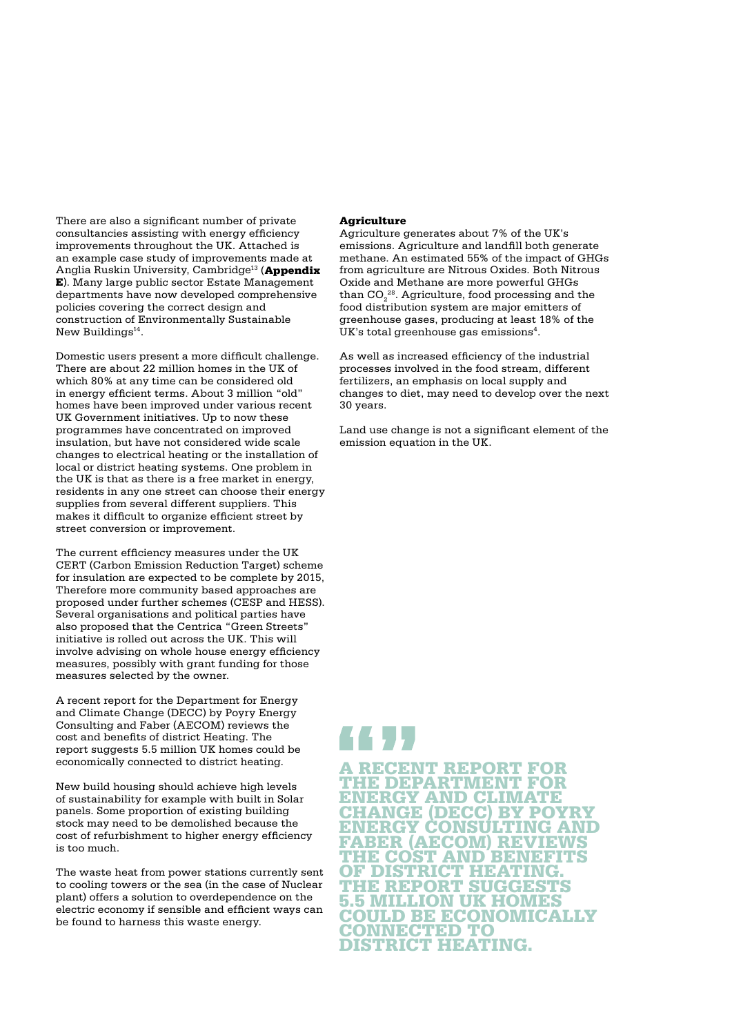There are also a significant number of private consultancies assisting with energy efficiency improvements throughout the UK. Attached is an example case study of improvements made at Anglia Ruskin University, Cambridge[13] (**Appendix E**). Many large public sector Estate Management departments have now developed comprehensive policies covering the correct design and construction of Environmentally Sustainable New Buildings[14].

Domestic users present a more difficult challenge. There are about 22 million homes in the UK of which 80% at any time can be considered old in energy efficient terms. About 3 million "old" homes have been improved under various recent UK Government initiatives. Up to now these programmes have concentrated on improved insulation, but have not considered wide scale changes to electrical heating or the installation of local or district heating systems. One problem in the UK is that as there is a free market in energy, residents in any one street can choose their energy supplies from several different suppliers. This makes it difficult to organize efficient street by street conversion or improvement.

The current efficiency measures under the UK CERT (Carbon Emission Reduction Target) scheme for insulation are expected to be complete by 2015, Therefore more community based approaches are proposed under further schemes (CESP and HESS). Several organisations and political parties have also proposed that the Centrica "Green Streets" initiative is rolled out across the UK. This will involve advising on whole house energy efficiency measures, possibly with grant funding for those measures selected by the owner.

A recent report for the Department for Energy and Climate Change (DECC) by Poyry Energy Consulting and Faber (AECOM) reviews the cost and benefits of district Heating. The report suggests 5.5 million UK homes could be economically connected to district heating.

New build housing should achieve high levels of sustainability for example with built in Solar panels. Some proportion of existing building stock may need to be demolished because the cost of refurbishment to higher energy efficiency is too much.

The waste heat from power stations currently sent to cooling towers or the sea (in the case of Nuclear plant) offers a solution to overdependence on the electric economy if sensible and efficient ways can be found to harness this waste energy.

### Agriculture

Agriculture generates about 7% of the UK's emissions. Agriculture and landfill both generate methane. An estimated 55% of the impact of GHGs from agriculture are Nitrous Oxides. Both Nitrous Oxide and Methane are more powerful GHGs than $CO_2$[28]. Agriculture, food processing and the food distribution system are major emitters of greenhouse gases, producing at least 18% of the UK's total greenhouse gas emissions[4].

As well as increased efficiency of the industrial processes involved in the food stream, different fertilizers, an emphasis on local supply and changes to diet, may need to develop over the next 30 years.

Land use change is not a significant element of the emission equation in the UK.

> **"A RECENT REPORT FOR THE DEPARTMENT FOR ENERGY AND CLIMATE CHANGE (DECC) BY POYRY ENERGY CONSULTING AND FABER (AECOM) REVIEWS THE COST AND BENEFITS OF DISTRICT HEATING. THE REPORT SUGGESTS 5.5 MILLION UK HOMES COULD BE ECONOMICALLY CONNECTED TO DISTRICT HEATING."**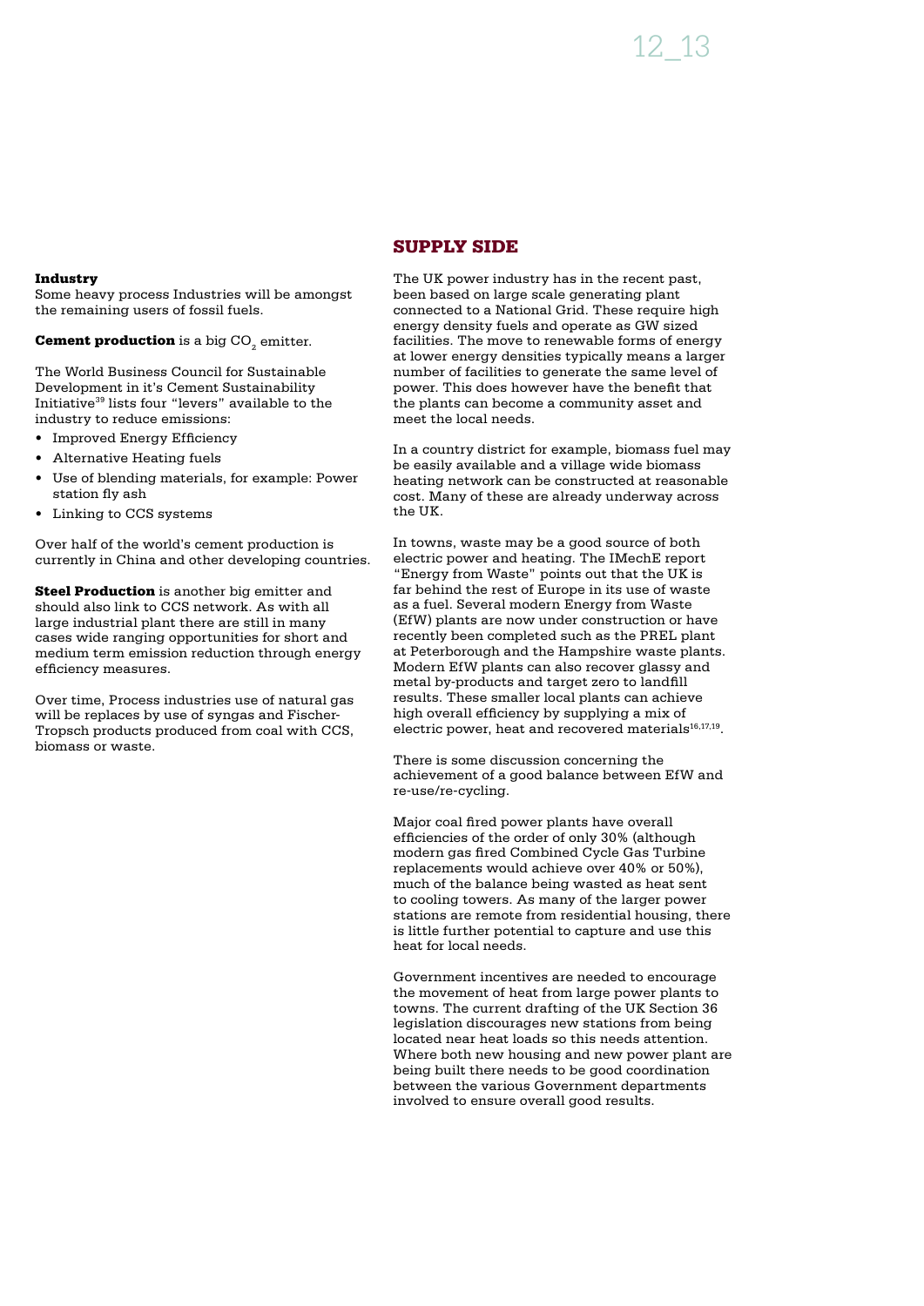### Industry

Some heavy process Industries will be amongst the remaining users of fossil fuels.

**Cement production** is a big $CO_2$ emitter.

The World Business Council for Sustainable Development in it's Cement Sustainability Initiative[39] lists four "levers" available to the industry to reduce emissions:

- Improved Energy Efficiency
- Alternative Heating fuels
- Use of blending materials, for example: Power station fly ash
- Linking to CCS systems

Over half of the world's cement production is currently in China and other developing countries.

**Steel Production** is another big emitter and should also link to CCS network. As with all large industrial plant there are still in many cases wide ranging opportunities for short and medium term emission reduction through energy efficiency measures.

Over time, Process industries use of natural gas will be replaces by use of syngas and Fischer-Tropsch products produced from coal with CCS, biomass or waste.

## SUPPLY SIDE

The UK power industry has in the recent past, been based on large scale generating plant connected to a National Grid. These require high energy density fuels and operate as GW sized facilities. The move to renewable forms of energy at lower energy densities typically means a larger number of facilities to generate the same level of power. This does however have the benefit that the plants can become a community asset and meet the local needs.

In a country district for example, biomass fuel may be easily available and a village wide biomass heating network can be constructed at reasonable cost. Many of these are already underway across the UK.

In towns, waste may be a good source of both electric power and heating. The IMechE report "Energy from Waste" points out that the UK is far behind the rest of Europe in its use of waste as a fuel. Several modern Energy from Waste (EfW) plants are now under construction or have recently been completed such as the PREL plant at Peterborough and the Hampshire waste plants. Modern EfW plants can also recover glassy and metal by-products and target zero to landfill results. These smaller local plants can achieve high overall efficiency by supplying a mix of electric power, heat and recovered materials[16,17,19].

There is some discussion concerning the achievement of a good balance between EfW and re-use/re-cycling.

Major coal fired power plants have overall efficiencies of the order of only 30% (although modern gas fired Combined Cycle Gas Turbine replacements would achieve over 40% or 50%), much of the balance being wasted as heat sent to cooling towers. As many of the larger power stations are remote from residential housing, there is little further potential to capture and use this heat for local needs.

Government incentives are needed to encourage the movement of heat from large power plants to towns. The current drafting of the UK Section 36 legislation discourages new stations from being located near heat loads so this needs attention. Where both new housing and new power plant are being built there needs to be good coordination between the various Government departments involved to ensure overall good results.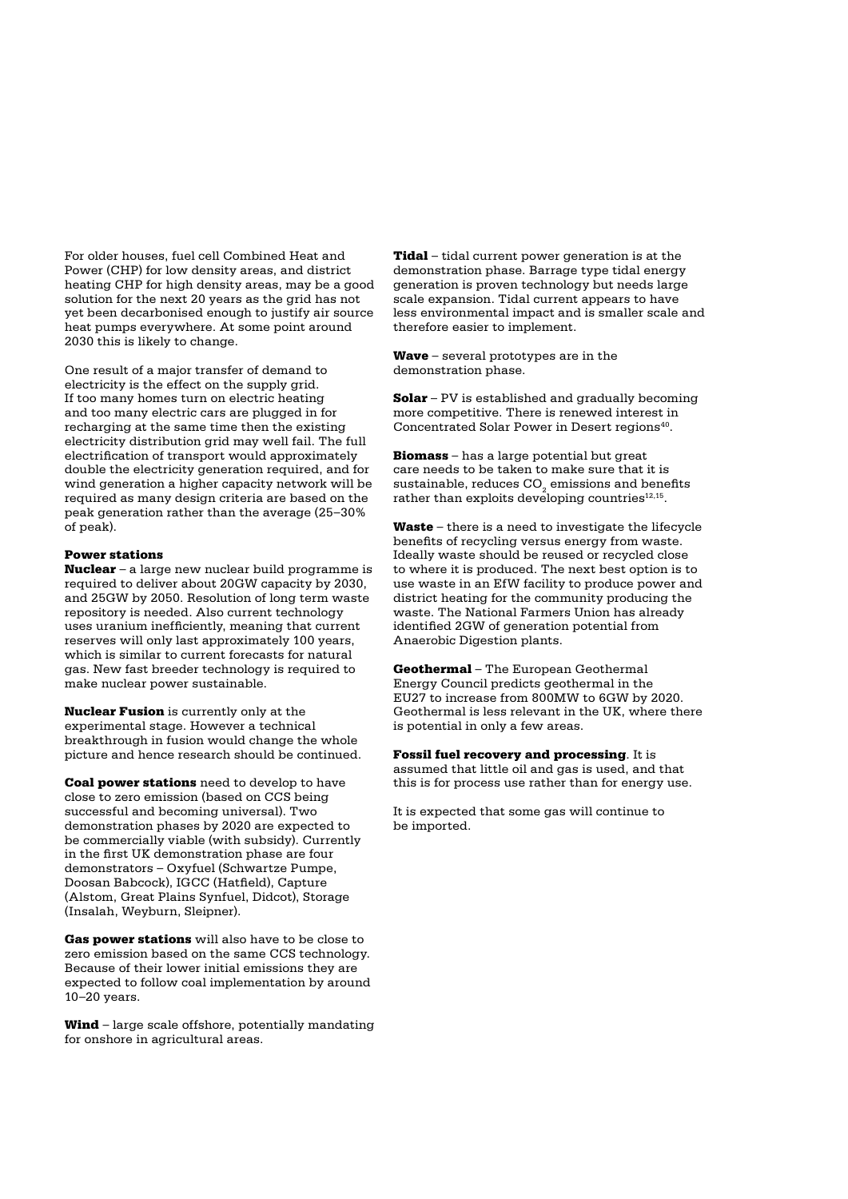For older houses, fuel cell Combined Heat and Power (CHP) for low density areas, and district heating CHP for high density areas, may be a good solution for the next 20 years as the grid has not yet been decarbonised enough to justify air source heat pumps everywhere. At some point around 2030 this is likely to change.

One result of a major transfer of demand to electricity is the effect on the supply grid. If too many homes turn on electric heating and too many electric cars are plugged in for recharging at the same time then the existing electricity distribution grid may well fail. The full electrification of transport would approximately double the electricity generation required, and for wind generation a higher capacity network will be required as many design criteria are based on the peak generation rather than the average (25–30% of peak).

#### Power stations

**Nuclear** – a large new nuclear build programme is required to deliver about 20GW capacity by 2030, and 25GW by 2050. Resolution of long term waste repository is needed. Also current technology uses uranium inefficiently, meaning that current reserves will only last approximately 100 years, which is similar to current forecasts for natural gas. New fast breeder technology is required to make nuclear power sustainable.

**Nuclear Fusion** is currently only at the experimental stage. However a technical breakthrough in fusion would change the whole picture and hence research should be continued.

**Coal power stations** need to develop to have close to zero emission (based on CCS being successful and becoming universal). Two demonstration phases by 2020 are expected to be commercially viable (with subsidy). Currently in the first UK demonstration phase are four demonstrators – Oxyfuel (Schwartze Pumpe, Doosan Babcock), IGCC (Hatfield), Capture (Alstom, Great Plains Synfuel, Didcot), Storage (Insalah, Weyburn, Sleipner).

**Gas power stations** will also have to be close to zero emission based on the same CCS technology. Because of their lower initial emissions they are expected to follow coal implementation by around 10–20 years.

**Wind** – large scale offshore, potentially mandating for onshore in agricultural areas.

**Tidal** – tidal current power generation is at the demonstration phase. Barrage type tidal energy generation is proven technology but needs large scale expansion. Tidal current appears to have less environmental impact and is smaller scale and therefore easier to implement.

**Wave** – several prototypes are in the demonstration phase.

**Solar** – PV is established and gradually becoming more competitive. There is renewed interest in Concentrated Solar Power in Desert regions[40].

**Biomass** – has a large potential but great care needs to be taken to make sure that it is sustainable, reduces $CO_2$ emissions and benefits rather than exploits developing countries[12,15].

**Waste** – there is a need to investigate the lifecycle benefits of recycling versus energy from waste. Ideally waste should be reused or recycled close to where it is produced. The next best option is to use waste in an EfW facility to produce power and district heating for the community producing the waste. The National Farmers Union has already identified 2GW of generation potential from Anaerobic Digestion plants.

**Geothermal** – The European Geothermal Energy Council predicts geothermal in the EU27 to increase from 800MW to 6GW by 2020. Geothermal is less relevant in the UK, where there is potential in only a few areas.

**Fossil fuel recovery and processing**. It is assumed that little oil and gas is used, and that this is for process use rather than for energy use.

It is expected that some gas will continue to be imported.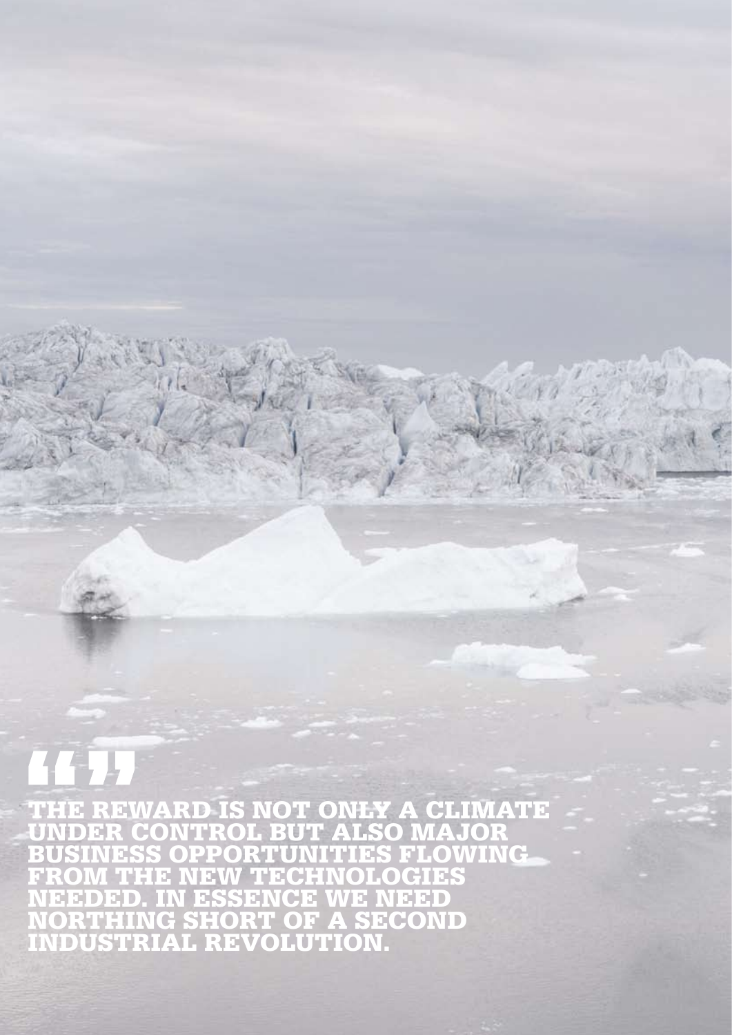“ ”

**THE REWARD IS NOT ONLY A CLIMATE UNDER CONTROL BUT ALSO MAJOR BUSINESS OPPORTUNITIES FLOWING FROM THE NEW TECHNOLOGIES NEEDED. IN ESSENCE WE NEED NORTHING SHORT OF A SECOND INDUSTRIAL REVOLUTION.**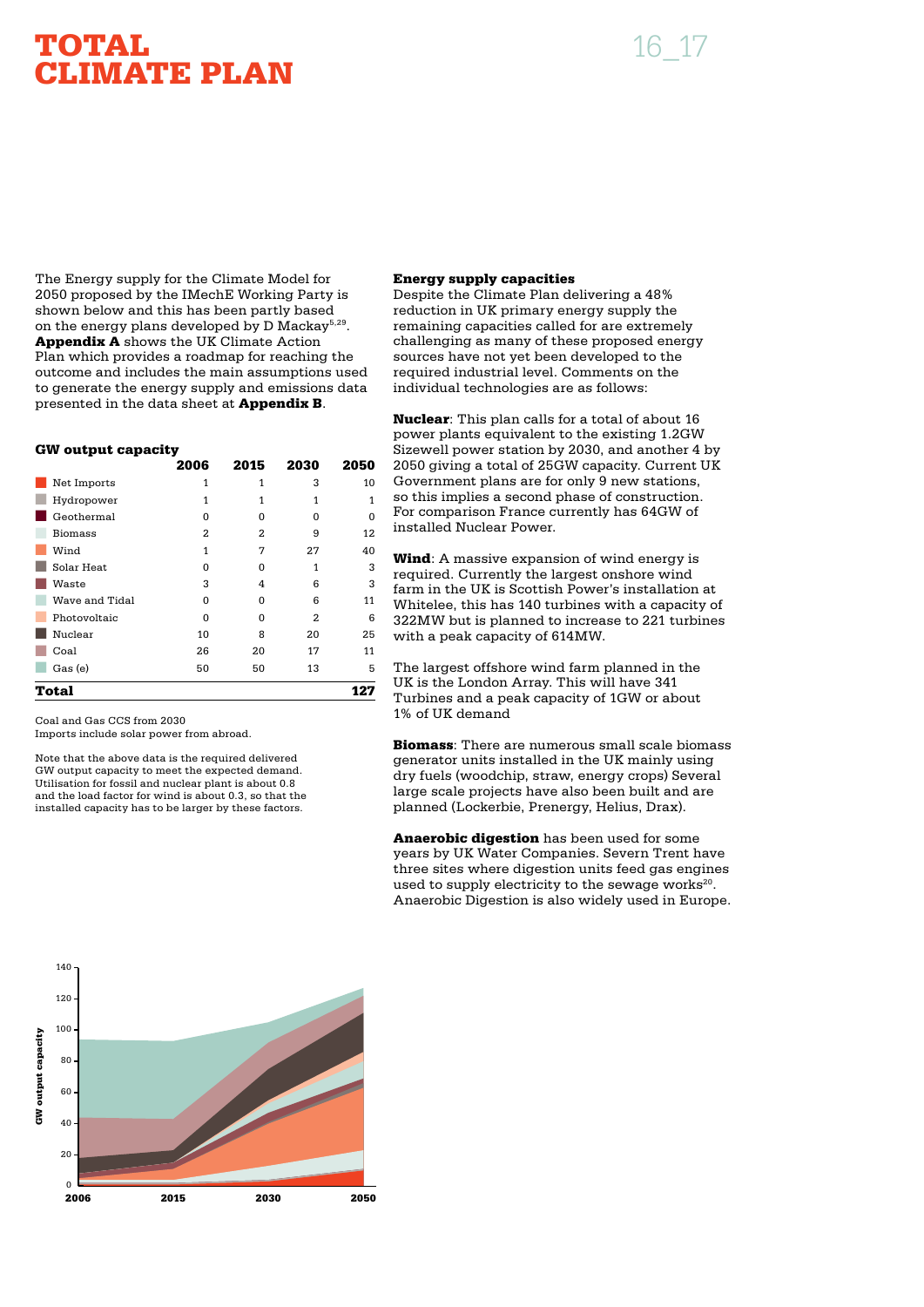# TOTAL CLIMATE PLAN

The Energy supply for the Climate Model for 2050 proposed by the IMechE Working Party is shown below and this has been partly based on the energy plans developed by D Mackay[5,29]. **Appendix A** shows the UK Climate Action Plan which provides a roadmap for reaching the outcome and includes the main assumptions used to generate the energy supply and emissions data presented in the data sheet at **Appendix B**.

### GW output capacity

| | 2006 | 2015 | 2030 | 2050 |
|---|---|---|---|---|
| Net Imports | 1 | 1 | 3 | 10 |
| Hydropower | 1 | 1 | 1 | 1 |
| Geothermal | 0 | 0 | 0 | 0 |
| Biomass | 2 | 2 | 9 | 12 |
| Wind | 1 | 7 | 27 | 40 |
| Solar Heat | 0 | 0 | 1 | 3 |
| Waste | 3 | 4 | 6 | 3 |
| Wave and Tidal | 0 | 0 | 6 | 11 |
| Photovoltaic | 0 | 0 | 2 | 6 |
| Nuclear | 10 | 8 | 20 | 25 |
| Coal | 26 | 20 | 17 | 11 |
| Gas (e) | 50 | 50 | 13 | 5 |
| **Total** | | | | **127** |

Coal and Gas CCS from 2030
Imports include solar power from abroad.

Note that the above data is the required delivered GW output capacity to meet the expected demand. Utilisation for fossil and nuclear plant is about 0.8 and the load factor for wind is about 0.3, so that the installed capacity has to be larger by these factors.

### Energy supply capacities

Despite the Climate Plan delivering a 48% reduction in UK primary energy supply the remaining capacities called for are extremely challenging as many of these proposed energy sources have not yet been developed to the required industrial level. Comments on the individual technologies are as follows:

**Nuclear**: This plan calls for a total of about 16 power plants equivalent to the existing 1.2GW Sizewell power station by 2030, and another 4 by 2050 giving a total of 25GW capacity. Current UK Government plans are for only 9 new stations, so this implies a second phase of construction. For comparison France currently has 64GW of installed Nuclear Power.

**Wind**: A massive expansion of wind energy is required. Currently the largest onshore wind farm in the UK is Scottish Power's installation at Whitelee, this has 140 turbines with a capacity of 322MW but is planned to increase to 221 turbines with a peak capacity of 614MW.

The largest offshore wind farm planned in the UK is the London Array. This will have 341 Turbines and a peak capacity of 1GW or about 1% of UK demand

**Biomass**: There are numerous small scale biomass generator units installed in the UK mainly using dry fuels (woodchip, straw, energy crops) Several large scale projects have also been built and are planned (Lockerbie, Prenergy, Helius, Drax).

**Anaerobic digestion** has been used for some years by UK Water Companies. Severn Trent have three sites where digestion units feed gas engines used to supply electricity to the sewage works[20]. Anaerobic Digestion is also widely used in Europe.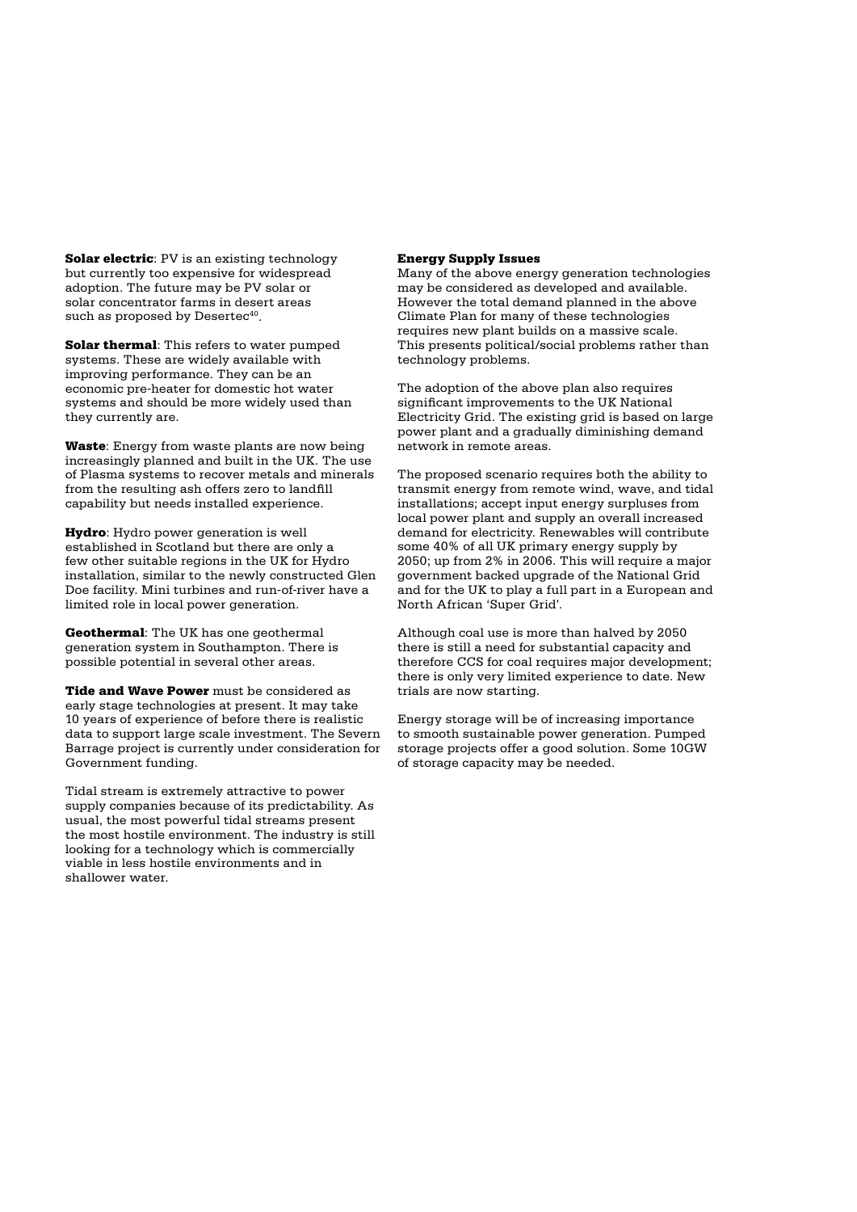**Solar electric**: PV is an existing technology but currently too expensive for widespread adoption. The future may be PV solar or solar concentrator farms in desert areas such as proposed by Desertec[40].

**Solar thermal**: This refers to water pumped systems. These are widely available with improving performance. They can be an economic pre-heater for domestic hot water systems and should be more widely used than they currently are.

**Waste**: Energy from waste plants are now being increasingly planned and built in the UK. The use of Plasma systems to recover metals and minerals from the resulting ash offers zero to landfill capability but needs installed experience.

**Hydro**: Hydro power generation is well established in Scotland but there are only a few other suitable regions in the UK for Hydro installation, similar to the newly constructed Glen Doe facility. Mini turbines and run-of-river have a limited role in local power generation.

**Geothermal**: The UK has one geothermal generation system in Southampton. There is possible potential in several other areas.

**Tide and Wave Power** must be considered as early stage technologies at present. It may take 10 years of experience of before there is realistic data to support large scale investment. The Severn Barrage project is currently under consideration for Government funding.

Tidal stream is extremely attractive to power supply companies because of its predictability. As usual, the most powerful tidal streams present the most hostile environment. The industry is still looking for a technology which is commercially viable in less hostile environments and in shallower water.

**Energy Supply Issues**

Many of the above energy generation technologies may be considered as developed and available. However the total demand planned in the above Climate Plan for many of these technologies requires new plant builds on a massive scale. This presents political/social problems rather than technology problems.

The adoption of the above plan also requires significant improvements to the UK National Electricity Grid. The existing grid is based on large power plant and a gradually diminishing demand network in remote areas.

The proposed scenario requires both the ability to transmit energy from remote wind, wave, and tidal installations; accept input energy surpluses from local power plant and supply an overall increased demand for electricity. Renewables will contribute some 40% of all UK primary energy supply by 2050; up from 2% in 2006. This will require a major government backed upgrade of the National Grid and for the UK to play a full part in a European and North African 'Super Grid'.

Although coal use is more than halved by 2050 there is still a need for substantial capacity and therefore CCS for coal requires major development; there is only very limited experience to date. New trials are now starting.

Energy storage will be of increasing importance to smooth sustainable power generation. Pumped storage projects offer a good solution. Some 10GW of storage capacity may be needed.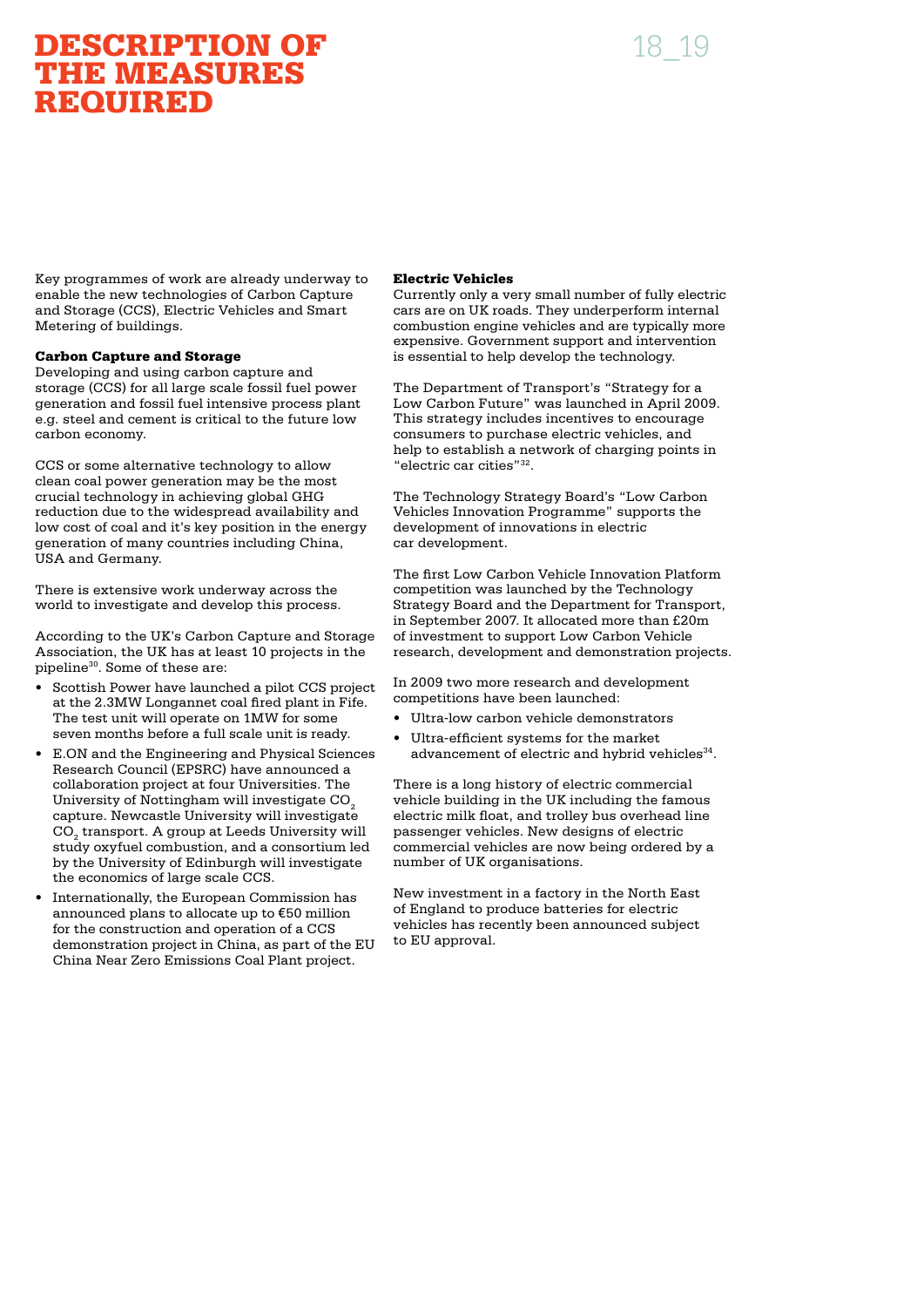# DESCRIPTION OF THE MEASURES REQUIRED

Key programmes of work are already underway to enable the new technologies of Carbon Capture and Storage (CCS), Electric Vehicles and Smart Metering of buildings.

### Carbon Capture and Storage

Developing and using carbon capture and storage (CCS) for all large scale fossil fuel power generation and fossil fuel intensive process plant e.g. steel and cement is critical to the future low carbon economy.

CCS or some alternative technology to allow clean coal power generation may be the most crucial technology in achieving global GHG reduction due to the widespread availability and low cost of coal and it's key position in the energy generation of many countries including China, USA and Germany.

There is extensive work underway across the world to investigate and develop this process.

According to the UK's Carbon Capture and Storage Association, the UK has at least 10 projects in the pipeline[30]. Some of these are:

- Scottish Power have launched a pilot CCS project at the 2.3MW Longannet coal fired plant in Fife. The test unit will operate on 1MW for some seven months before a full scale unit is ready.
- E.ON and the Engineering and Physical Sciences Research Council (EPSRC) have announced a collaboration project at four Universities. The University of Nottingham will investigate $CO_2$ capture. Newcastle University will investigate $CO_2$ transport. A group at Leeds University will study oxyfuel combustion, and a consortium led by the University of Edinburgh will investigate the economics of large scale CCS.
- Internationally, the European Commission has announced plans to allocate up to €50 million for the construction and operation of a CCS demonstration project in China, as part of the EU China Near Zero Emissions Coal Plant project.

### Electric Vehicles

Currently only a very small number of fully electric cars are on UK roads. They underperform internal combustion engine vehicles and are typically more expensive. Government support and intervention is essential to help develop the technology.

The Department of Transport's "Strategy for a Low Carbon Future" was launched in April 2009. This strategy includes incentives to encourage consumers to purchase electric vehicles, and help to establish a network of charging points in "electric car cities"[32].

The Technology Strategy Board's "Low Carbon Vehicles Innovation Programme" supports the development of innovations in electric car development.

The first Low Carbon Vehicle Innovation Platform competition was launched by the Technology Strategy Board and the Department for Transport, in September 2007. It allocated more than £20m of investment to support Low Carbon Vehicle research, development and demonstration projects.

In 2009 two more research and development competitions have been launched:

- Ultra-low carbon vehicle demonstrators
- Ultra-efficient systems for the market advancement of electric and hybrid vehicles[34].

There is a long history of electric commercial vehicle building in the UK including the famous electric milk float, and trolley bus overhead line passenger vehicles. New designs of electric commercial vehicles are now being ordered by a number of UK organisations.

New investment in a factory in the North East of England to produce batteries for electric vehicles has recently been announced subject to EU approval.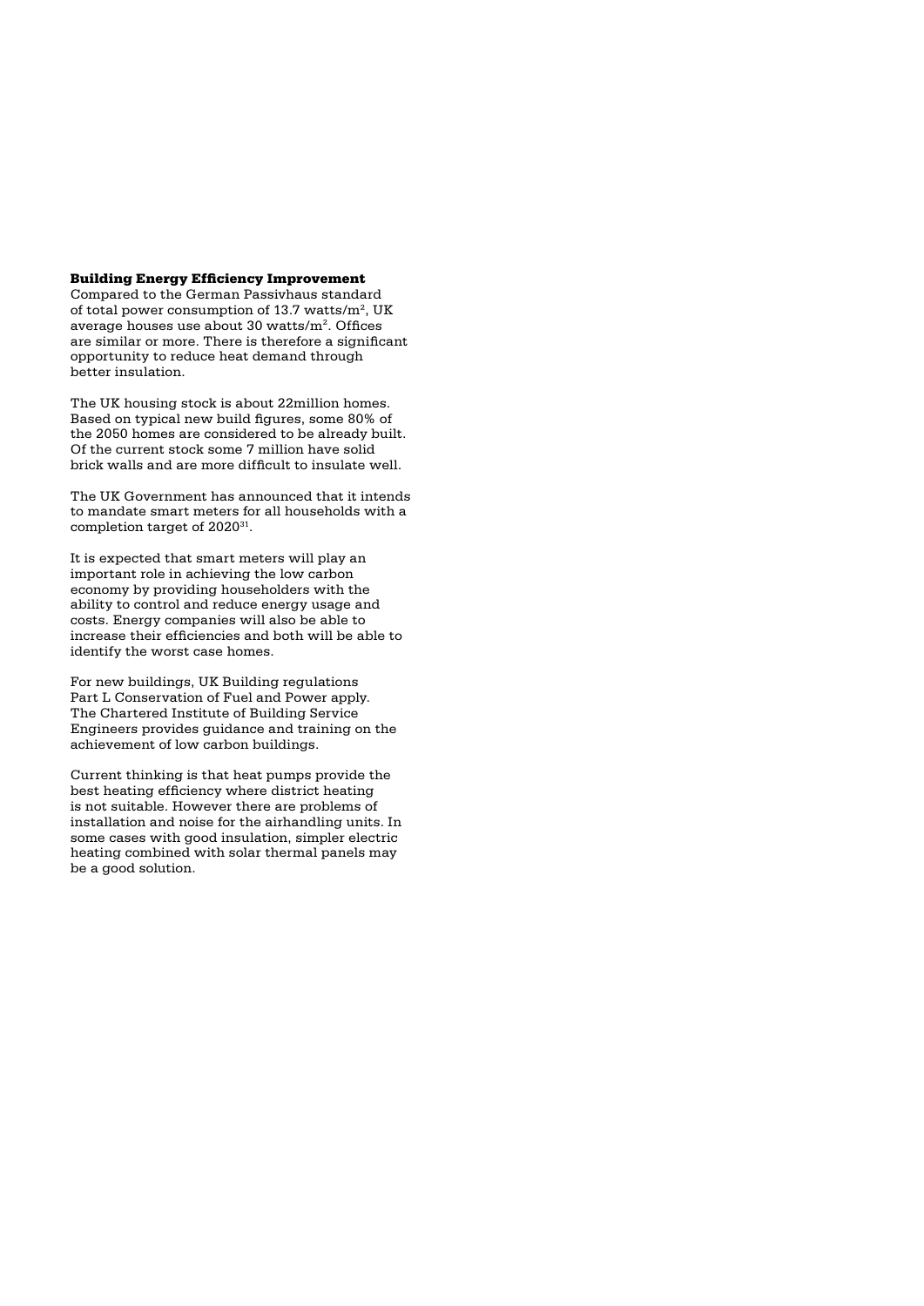## Building Energy Efficiency Improvement

Compared to the German Passivhaus standard of total power consumption of 13.7 watts/$m^2$, UK average houses use about 30 watts/$m^2$. Offices are similar or more. There is therefore a significant opportunity to reduce heat demand through better insulation.

The UK housing stock is about 22million homes. Based on typical new build figures, some 80% of the 2050 homes are considered to be already built. Of the current stock some 7 million have solid brick walls and are more difficult to insulate well.

The UK Government has announced that it intends to mandate smart meters for all households with a completion target of 2020[31].

It is expected that smart meters will play an important role in achieving the low carbon economy by providing householders with the ability to control and reduce energy usage and costs. Energy companies will also be able to increase their efficiencies and both will be able to identify the worst case homes.

For new buildings, UK Building regulations Part L Conservation of Fuel and Power apply. The Chartered Institute of Building Service Engineers provides guidance and training on the achievement of low carbon buildings.

Current thinking is that heat pumps provide the best heating efficiency where district heating is not suitable. However there are problems of installation and noise for the airhandling units. In some cases with good insulation, simpler electric heating combined with solar thermal panels may be a good solution.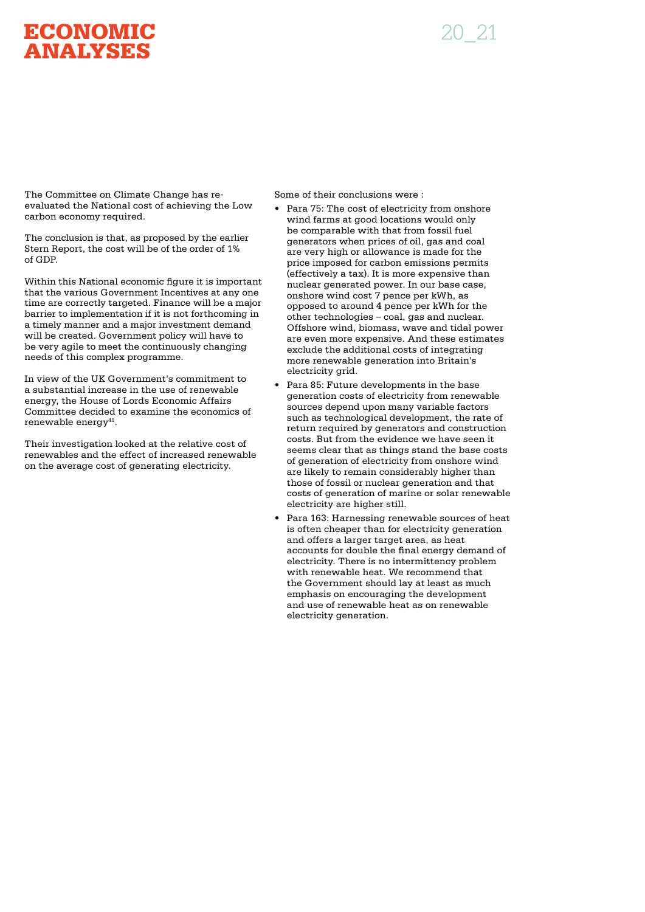# ECONOMIC ANALYSES

The Committee on Climate Change has re-evaluated the National cost of achieving the Low carbon economy required.

The conclusion is that, as proposed by the earlier Stern Report, the cost will be of the order of 1% of GDP.

Within this National economic figure it is important that the various Government Incentives at any one time are correctly targeted. Finance will be a major barrier to implementation if it is not forthcoming in a timely manner and a major investment demand will be created. Government policy will have to be very agile to meet the continuously changing needs of this complex programme.

In view of the UK Government's commitment to a substantial increase in the use of renewable energy, the House of Lords Economic Affairs Committee decided to examine the economics of renewable energy[41].

Their investigation looked at the relative cost of renewables and the effect of increased renewable on the average cost of generating electricity.

Some of their conclusions were :

- Para 75: The cost of electricity from onshore wind farms at good locations would only be comparable with that from fossil fuel generators when prices of oil, gas and coal are very high or allowance is made for the price imposed for carbon emissions permits (effectively a tax). It is more expensive than nuclear generated power. In our base case, onshore wind cost 7 pence per kWh, as opposed to around 4 pence per kWh for the other technologies – coal, gas and nuclear. Offshore wind, biomass, wave and tidal power are even more expensive. And these estimates exclude the additional costs of integrating more renewable generation into Britain's electricity grid.
- Para 85: Future developments in the base generation costs of electricity from renewable sources depend upon many variable factors such as technological development, the rate of return required by generators and construction costs. But from the evidence we have seen it seems clear that as things stand the base costs of generation of electricity from onshore wind are likely to remain considerably higher than those of fossil or nuclear generation and that costs of generation of marine or solar renewable electricity are higher still.
- Para 163: Harnessing renewable sources of heat is often cheaper than for electricity generation and offers a larger target area, as heat accounts for double the final energy demand of electricity. There is no intermittency problem with renewable heat. We recommend that the Government should lay at least as much emphasis on encouraging the development and use of renewable heat as on renewable electricity generation.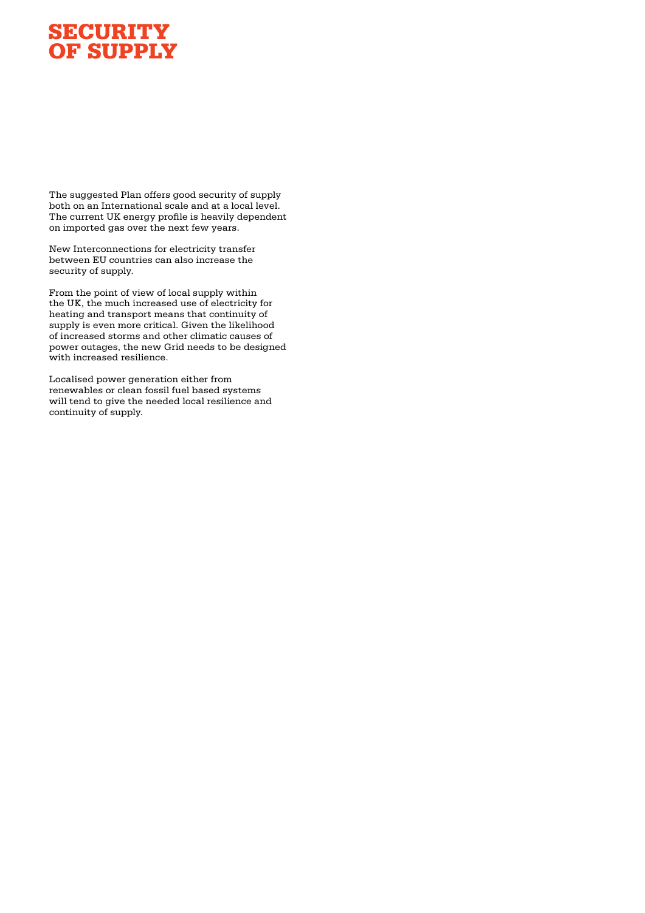# SECURITY OF SUPPLY

The suggested Plan offers good security of supply both on an International scale and at a local level. The current UK energy profile is heavily dependent on imported gas over the next few years.

New Interconnections for electricity transfer between EU countries can also increase the security of supply.

From the point of view of local supply within the UK, the much increased use of electricity for heating and transport means that continuity of supply is even more critical. Given the likelihood of increased storms and other climatic causes of power outages, the new Grid needs to be designed with increased resilience.

Localised power generation either from renewables or clean fossil fuel based systems will tend to give the needed local resilience and continuity of supply.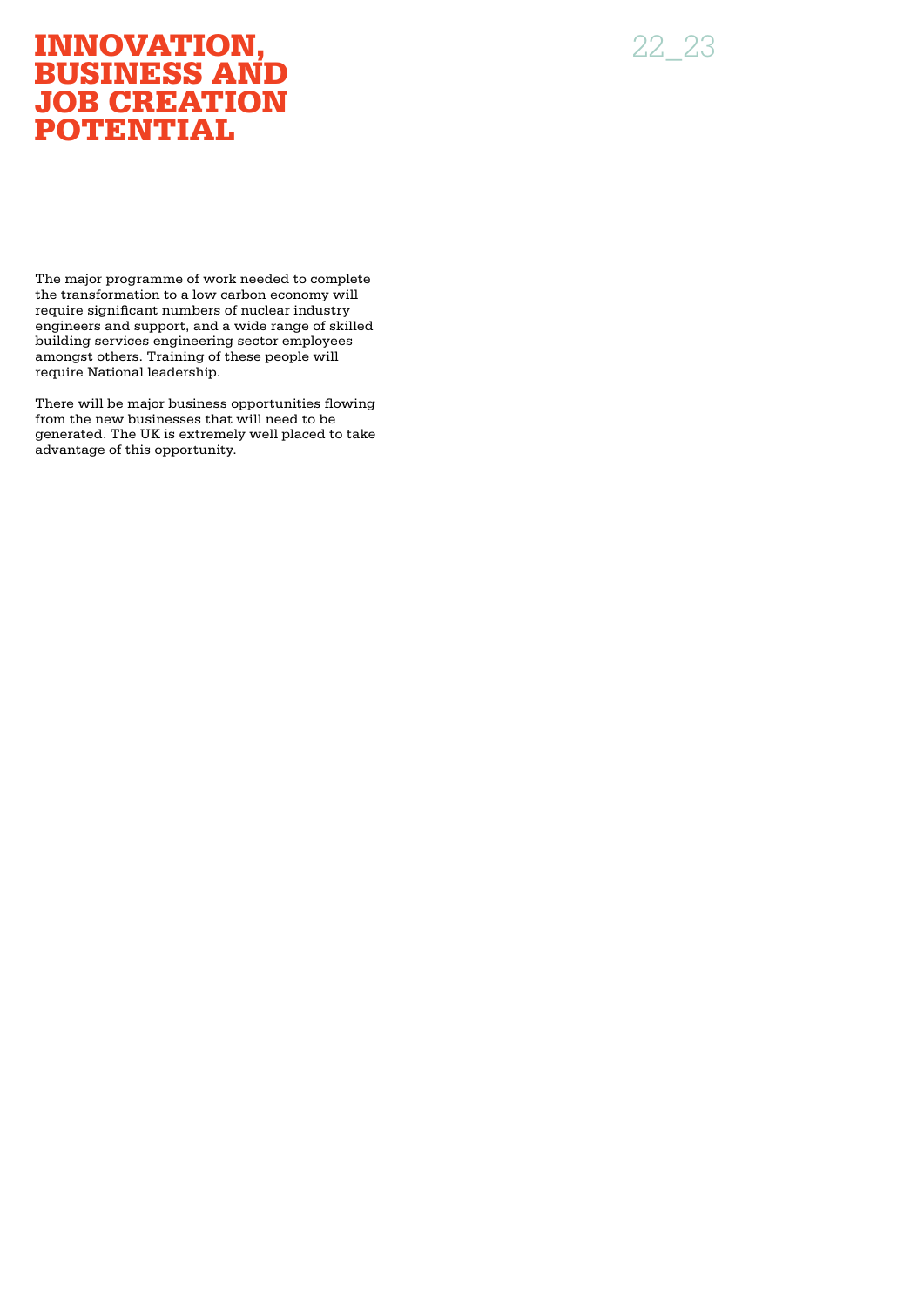# INNOVATION, BUSINESS AND JOB CREATION POTENTIAL

The major programme of work needed to complete the transformation to a low carbon economy will require significant numbers of nuclear industry engineers and support, and a wide range of skilled building services engineering sector employees amongst others. Training of these people will require National leadership.

There will be major business opportunities flowing from the new businesses that will need to be generated. The UK is extremely well placed to take advantage of this opportunity.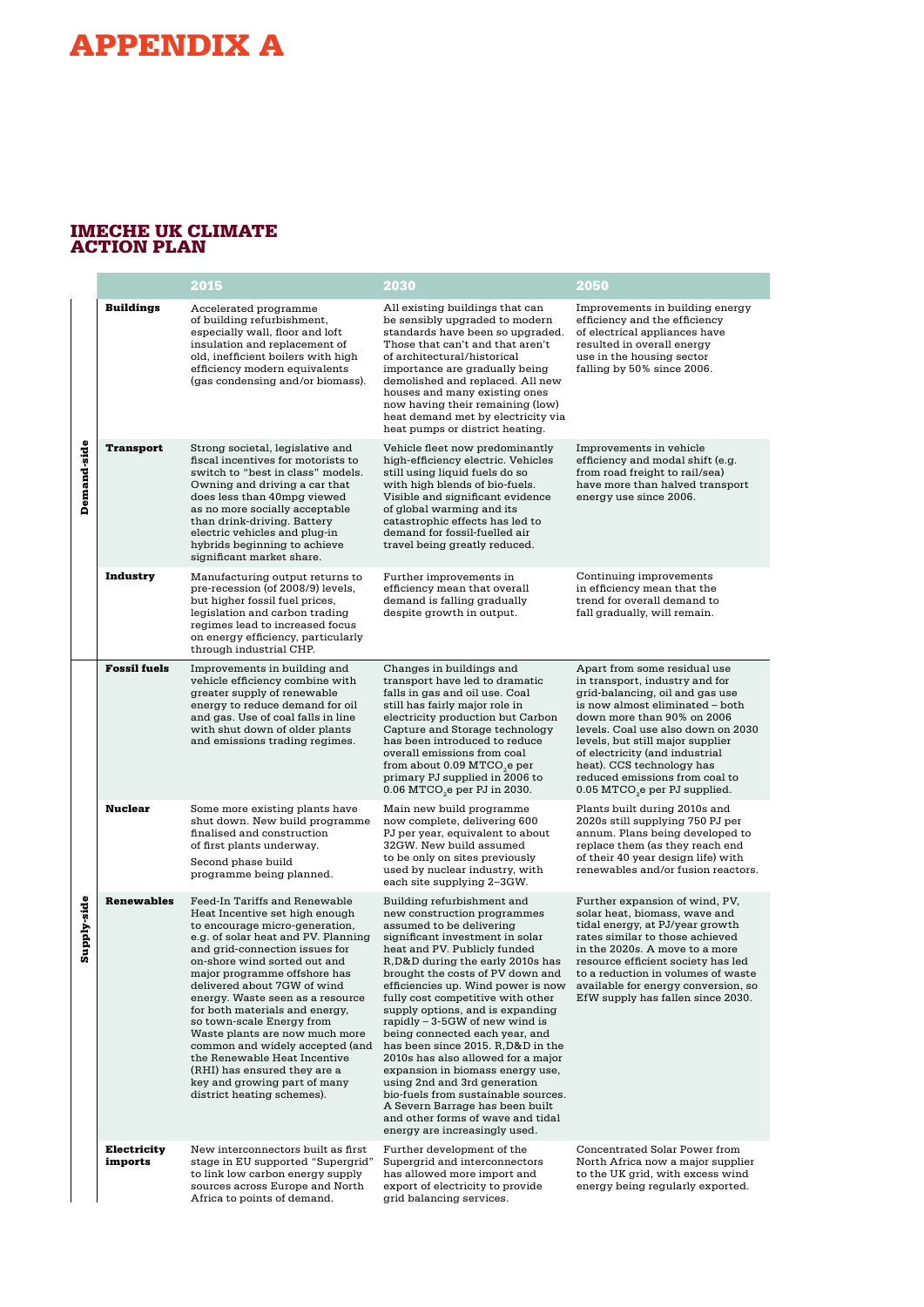# APPENDIX A

## IMECHE UK CLIMATE ACTION PLAN

| | | 2015 | 2030 | 2050 |
|---|---|---|---|---|
| Demand-side | **Buildings** | Accelerated programme of building refurbishment, especially wall, floor and loft insulation and replacement of old, inefficient boilers with high efficiency modern equivalents (gas condensing and/or biomass). | All existing buildings that can be sensibly upgraded to modern standards have been so upgraded. Those that can't and that aren't of architectural/historical importance are gradually being demolished and replaced. All new houses and many existing ones now having their remaining (low) heat demand met by electricity via heat pumps or district heating. | Improvements in building energy efficiency and the efficiency of electrical appliances have resulted in overall energy use in the housing sector falling by 50% since 2006. |
| Demand-side | **Transport** | Strong societal, legislative and fiscal incentives for motorists to switch to "best in class" models. Owning and driving a car that does less than 40mpg viewed as no more socially acceptable than drink-driving. Battery electric vehicles and plug-in hybrids beginning to achieve significant market share. | Vehicle fleet now predominantly high-efficiency electric. Vehicles still using liquid fuels do so with high blends of bio-fuels. Visible and significant evidence of global warming and its catastrophic effects has led to demand for fossil-fuelled air travel being greatly reduced. | Improvements in vehicle efficiency and modal shift (e.g. from road freight to rail/sea) have more than halved transport energy use since 2006. |
| Demand-side | **Industry** | Manufacturing output returns to pre-recession (of 2008/9) levels, but higher fossil fuel prices, legislation and carbon trading regimes lead to increased focus on energy efficiency, particularly through industrial CHP. | Further improvements in efficiency mean that overall demand is falling gradually despite growth in output. | Continuing improvements in efficiency mean that the trend for overall demand to fall gradually, will remain. |
| Supply-side | **Fossil fuels** | Improvements in building and vehicle efficiency combine with greater supply of renewable energy to reduce demand for oil and gas. Use of coal falls in line with shut down of older plants and emissions trading regimes. | Changes in buildings and transport have led to dramatic falls in gas and oil use. Coal still has fairly major role in electricity production but Carbon Capture and Storage technology has been introduced to reduce overall emissions from coal from about 0.09 $MTCO_2e$ per primary PJ supplied in 2006 to 0.06 $MTCO_2e$ per PJ in 2030. | Apart from some residual use in transport, industry and for grid-balancing, oil and gas use is now almost eliminated – both down more than 90% on 2006 levels. Coal use also down on 2030 levels, but still major supplier of electricity (and industrial heat). CCS technology has reduced emissions from coal to 0.05 $MTCO_2e$ per PJ supplied. |
| Supply-side | **Nuclear** | Some more existing plants have shut down. New build programme finalised and construction of first plants underway. Second phase build programme being planned. | Main new build programme now complete, delivering 600 PJ per year, equivalent to about 32GW. New build assumed to be only on sites previously used by nuclear industry, with each site supplying 2–3GW. | Plants built during 2010s and 2020s still supplying 750 PJ per annum. Plans being developed to replace them (as they reach end of their 40 year design life) with renewables and/or fusion reactors. |
| Supply-side | **Renewables** | Feed-In Tariffs and Renewable Heat Incentive set high enough to encourage micro-generation, e.g. of solar heat and PV. Planning and grid-connection issues for on-shore wind sorted out and major programme offshore has delivered about 7GW of wind energy. Waste seen as a resource for both materials and energy, so town-scale Energy from Waste plants are now much more common and widely accepted (and the Renewable Heat Incentive (RHI) has ensured they are a key and growing part of many district heating schemes). | Building refurbishment and new construction programmes assumed to be delivering significant investment in solar heat and PV. Publicly funded R,D&D during the early 2010s has brought the costs of PV down and efficiencies up. Wind power is now fully cost competitive with other supply options, and is expanding rapidly – 3-5GW of new wind is being connected each year, and has been since 2015. R,D&D in the 2010s has also allowed for a major expansion in biomass energy use, using 2nd and 3rd generation bio-fuels from sustainable sources. A Severn Barrage has been built and other forms of wave and tidal energy are increasingly used. | Further expansion of wind, PV, solar heat, biomass, wave and tidal energy, at PJ/year growth rates similar to those achieved in the 2020s. A move to a more resource efficient society has led to a reduction in volumes of waste available for energy conversion, so EfW supply has fallen since 2030. |
| Supply-side | **Electricity imports** | New interconnectors built as first stage in EU supported "Supergrid" to link low carbon energy supply sources across Europe and North Africa to points of demand. | Further development of the Supergrid and interconnectors has allowed more import and export of electricity to provide grid balancing services. | Concentrated Solar Power from North Africa now a major supplier to the UK grid, with excess wind energy being regularly exported. |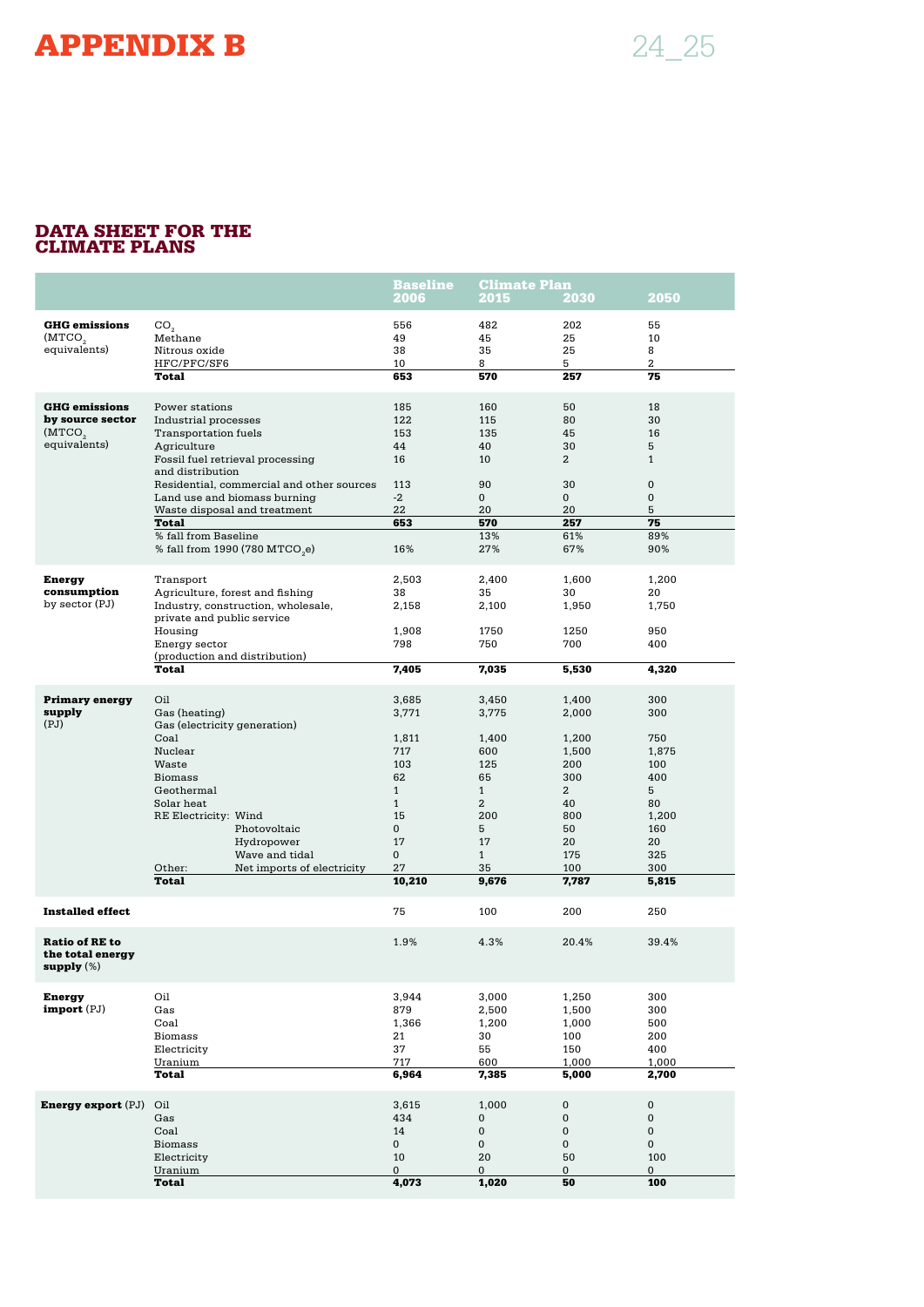# APPENDIX B

## DATA SHEET FOR THE CLIMATE PLANS

| | | Baseline | Climate Plan | | |
|---|---|---|---|---|---|
| | | 2006 | 2015 | 2030 | 2050 |
| **GHG emissions** ($MTCO_2$ equivalents) | $CO_2$ | 556 | 482 | 202 | 55 |
| | Methane | 49 | 45 | 25 | 10 |
| | Nitrous oxide | 38 | 35 | 25 | 8 |
| | HFC/PFC/SF6 | 10 | 8 | 5 | 2 |
| | **Total** | **653** | **570** | **257** | **75** |
| **GHG emissions by source sector** ($MTCO_2$ equivalents) | Power stations | 185 | 160 | 50 | 18 |
| | Industrial processes | 122 | 115 | 80 | 30 |
| | Transportation fuels | 153 | 135 | 45 | 16 |
| | Agriculture | 44 | 40 | 30 | 5 |
| | Fossil fuel retrieval processing and distribution | 16 | 10 | 2 | 1 |
| | Residential, commercial and other sources | 113 | 90 | 30 | 0 |
| | Land use and biomass burning | -2 | 0 | 0 | 0 |
| | Waste disposal and treatment | 22 | 20 | 20 | 5 |
| | **Total** | **653** | **570** | **257** | **75** |
| | % fall from Baseline | | 13% | 61% | 89% |
| | % fall from 1990 (780 $MTCO_2e$) | 16% | 27% | 67% | 90% |
| **Energy consumption** by sector (PJ) | Transport | 2,503 | 2,400 | 1,600 | 1,200 |
| | Agriculture, forest and fishing | 38 | 35 | 30 | 20 |
| | Industry, construction, wholesale, private and public service | 2,158 | 2,100 | 1,950 | 1,750 |
| | Housing | 1,908 | 1750 | 1250 | 950 |
| | Energy sector (production and distribution) | 798 | 750 | 700 | 400 |
| | **Total** | **7,405** | **7,035** | **5,530** | **4,320** |
| **Primary energy supply** (PJ) | Oil | 3,685 | 3,450 | 1,400 | 300 |
| | Gas (heating) | 3,771 | 3,775 | 2,000 | 300 |
| | Gas (electricity generation) | | | | |
| | Coal | 1,811 | 1,400 | 1,200 | 750 |
| | Nuclear | 717 | 600 | 1,500 | 1,875 |
| | Waste | 103 | 125 | 200 | 100 |
| | Biomass | 62 | 65 | 300 | 400 |
| | Geothermal | 1 | 1 | 2 | 5 |
| | Solar heat | 1 | 2 | 40 | 80 |
| | RE Electricity: Wind | 15 | 200 | 800 | 1,200 |
| | Photovoltaic | 0 | 5 | 50 | 160 |
| | Hydropower | 17 | 17 | 20 | 20 |
| | Wave and tidal | 0 | 1 | 175 | 325 |
| | Other: Net imports of electricity | 27 | 35 | 100 | 300 |
| | **Total** | **10,210** | **9,676** | **7,787** | **5,815** |
| **Installed effect** | | 75 | 100 | 200 | 250 |
| **Ratio of RE to the total energy supply** (%) | | 1.9% | 4.3% | 20.4% | 39.4% |
| **Energy import** (PJ) | Oil | 3,944 | 3,000 | 1,250 | 300 |
| | Gas | 879 | 2,500 | 1,500 | 300 |
| | Coal | 1,366 | 1,200 | 1,000 | 500 |
| | Biomass | 21 | 30 | 100 | 200 |
| | Electricity | 37 | 55 | 150 | 400 |
| | Uranium | 717 | 600 | 1,000 | 1,000 |
| | **Total** | **6,964** | **7,385** | **5,000** | **2,700** |
| **Energy export** (PJ) | Oil | 3,615 | 1,000 | 0 | 0 |
| | Gas | 434 | 0 | 0 | 0 |
| | Coal | 14 | 0 | 0 | 0 |
| | Biomass | 0 | 0 | 0 | 0 |
| | Electricity | 10 | 20 | 50 | 100 |
| | Uranium | 0 | 0 | 0 | 0 |
| | **Total** | **4,073** | **1,020** | **50** | **100** |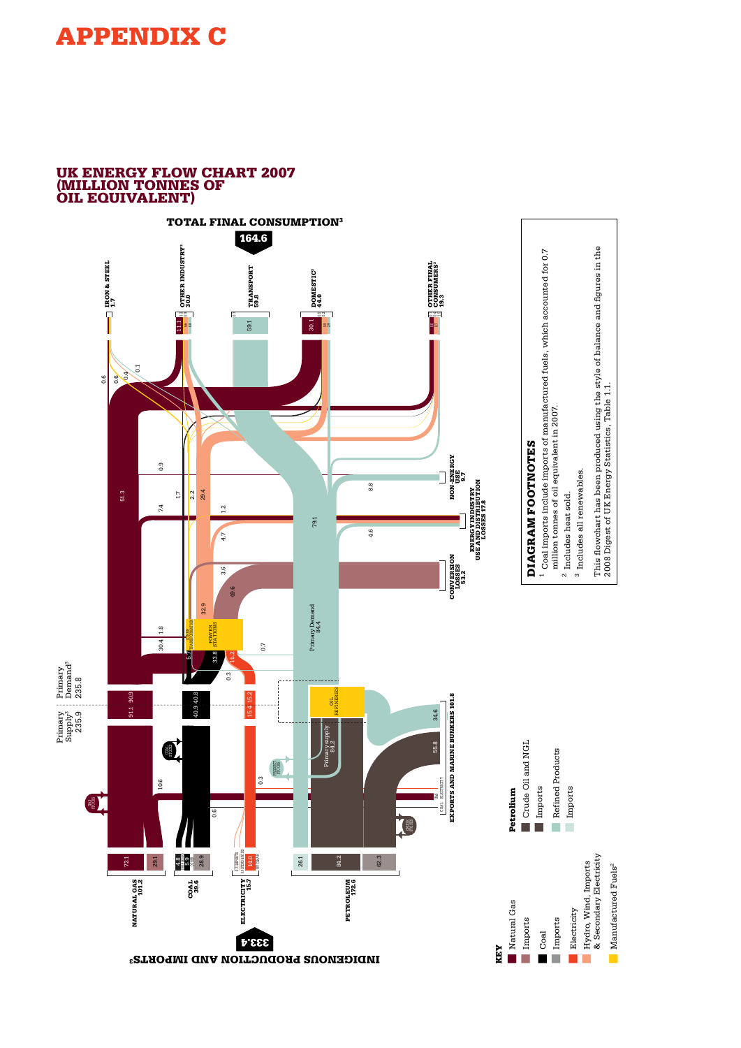# APPENDIX C

## UK ENERGY FLOW CHART 2007 (MILLION TONNES OF OIL EQUIVALENT)

**TOTAL FINAL CONSUMPTION[3]**

**164.6**

IRON & STEEL 1.7

OTHER INDUSTRY[3] 30.0

TRANSPORT 59.8

DOMESTIC[3] 44.0

OTHER FINAL CONSUMERS[3] 19.3

NON-ENERGY USE 9.7

ENERGY INDUSTRY USE AND DISTRIBUTION LOSSES 17.8

CONVERSION LOSSES 53.2

EXPORTS AND MARINE BUNKERS 101.8

Primary Supply[3] 235.9

Primary Demand[3] 235.8

POWER STATIONS

OIL REFINERIES

Primary Demand 84.4

Primary supply 84.2

NATURAL GAS 101.2

COAL 39.6

ELECTRICITY 15.7

PETROLEUM 172.6

**INDIGENOUS PRODUCTION AND IMPORTS[3]**

**333.4**

### KEY

- Natural Gas
- Imports
- Coal
- Imports
- Electricity
- Hydro, Wind, Imports & Secondary Electricity
- Manufactured Fuels[2]

**Petroleum**

- Crude Oil and NGL
- Imports
- Refined Products
- Imports

### DIAGRAM FOOTNOTES

1 Coal imports include imports of manufactured fuels, which accounted for 0.7 million tonnes of oil equivalent in 2007.

2 Includes heat sold.

3 Includes all renewables.

This flowchart has been produced using the style of balance and figures in the 2008 Digest of UK Energy Statistics, Table 1.1.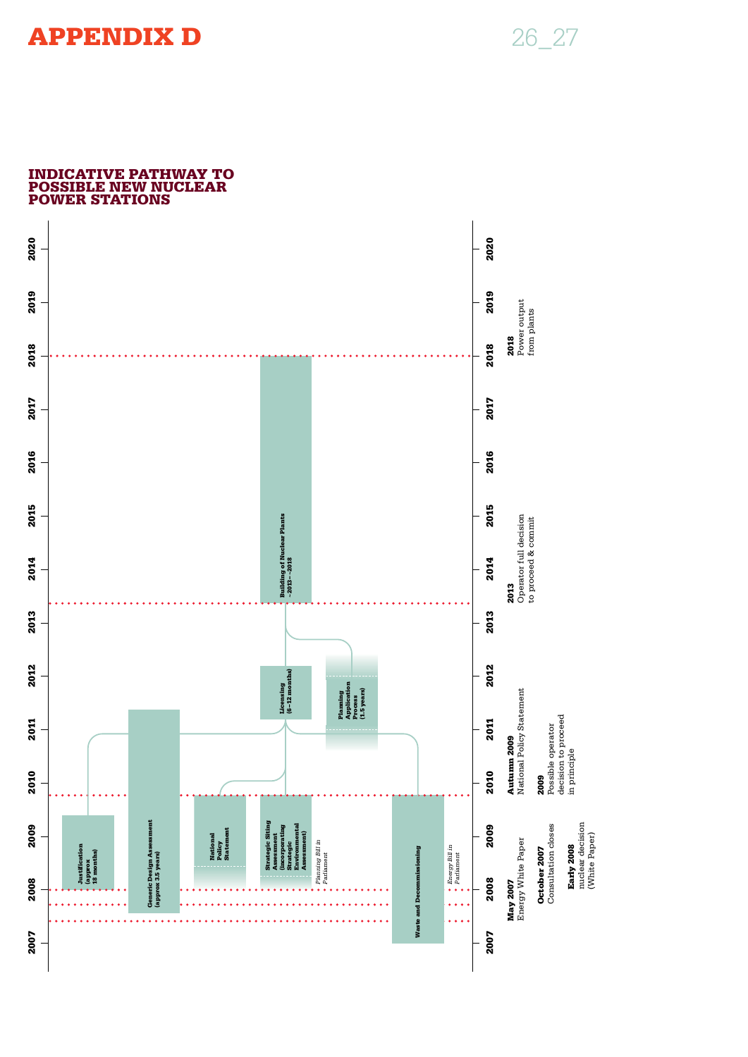# APPENDIX D

## INDICATIVE PATHWAY TO POSSIBLE NEW NUCLEAR POWER STATIONS

- Justification (approx 18 months)
- Generic Design Assessment (approx 3.5 years)
- National Policy Statement
- Strategic Siting Assessment (incorporating Strategic Environmental Assessment)
- *Planning Bill in Parliament*
- Waste and Decommissioning
- *Energy Bill in Parliament*
- Licensing (6–12 months)
- Planning Application Process (1.5 years)
- Building of Nuclear Plants ~2013–2018

2007 2008 2009 2010 2011 2012 2013 2014 2015 2016 2017 2018 2019 2020

**May 2007**
Energy White Paper

**October 2007**
Consultation closes

**Early 2008**
nuclear decision (White Paper)

**Autumn 2009**
National Policy Statement

**2009**
Possible operator decision to proceed in principle

**2013**
Operator full decision to proceed & commit

**2018**
Power output from plants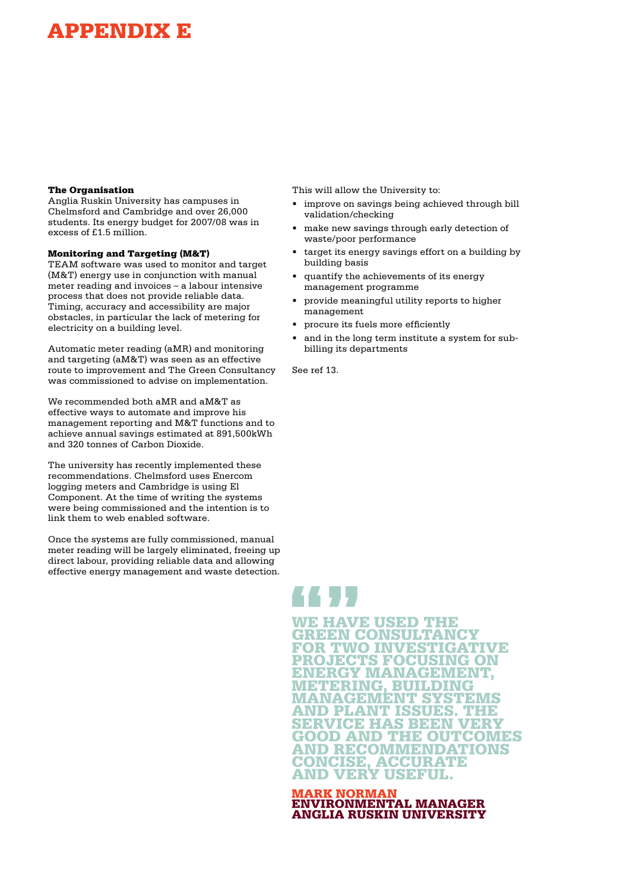# APPENDIX E

### The Organisation

Anglia Ruskin University has campuses in Chelmsford and Cambridge and over 26,000 students. Its energy budget for 2007/08 was in excess of £1.5 million.

### Monitoring and Targeting (M&T)

TEAM software was used to monitor and target (M&T) energy use in conjunction with manual meter reading and invoices – a labour intensive process that does not provide reliable data. Timing, accuracy and accessibility are major obstacles, in particular the lack of metering for electricity on a building level.

Automatic meter reading (aMR) and monitoring and targeting (aM&T) was seen as an effective route to improvement and The Green Consultancy was commissioned to advise on implementation.

We recommended both aMR and aM&T as effective ways to automate and improve his management reporting and M&T functions and to achieve annual savings estimated at 891,500kWh and 320 tonnes of Carbon Dioxide.

The university has recently implemented these recommendations. Chelmsford uses Enercom logging meters and Cambridge is using El Component. At the time of writing the systems were being commissioned and the intention is to link them to web enabled software.

Once the systems are fully commissioned, manual meter reading will be largely eliminated, freeing up direct labour, providing reliable data and allowing effective energy management and waste detection.

This will allow the University to:

- improve on savings being achieved through bill validation/checking
- make new savings through early detection of waste/poor performance
- target its energy savings effort on a building by building basis
- quantify the achievements of its energy management programme
- provide meaningful utility reports to higher management
- procure its fuels more efficiently
- and in the long term institute a system for sub-billing its departments

See ref 13.

> “ ”
>
> **WE HAVE USED THE GREEN CONSULTANCY FOR TWO INVESTIGATIVE PROJECTS FOCUSING ON ENERGY MANAGEMENT, METERING, BUILDING MANAGEMENT SYSTEMS AND PLANT ISSUES. THE SERVICE HAS BEEN VERY GOOD AND THE OUTCOMES AND RECOMMENDATIONS CONCISE, ACCURATE AND VERY USEFUL.**
>
> **MARK NORMAN**
> **ENVIRONMENTAL MANAGER**
> **ANGLIA RUSKIN UNIVERSITY**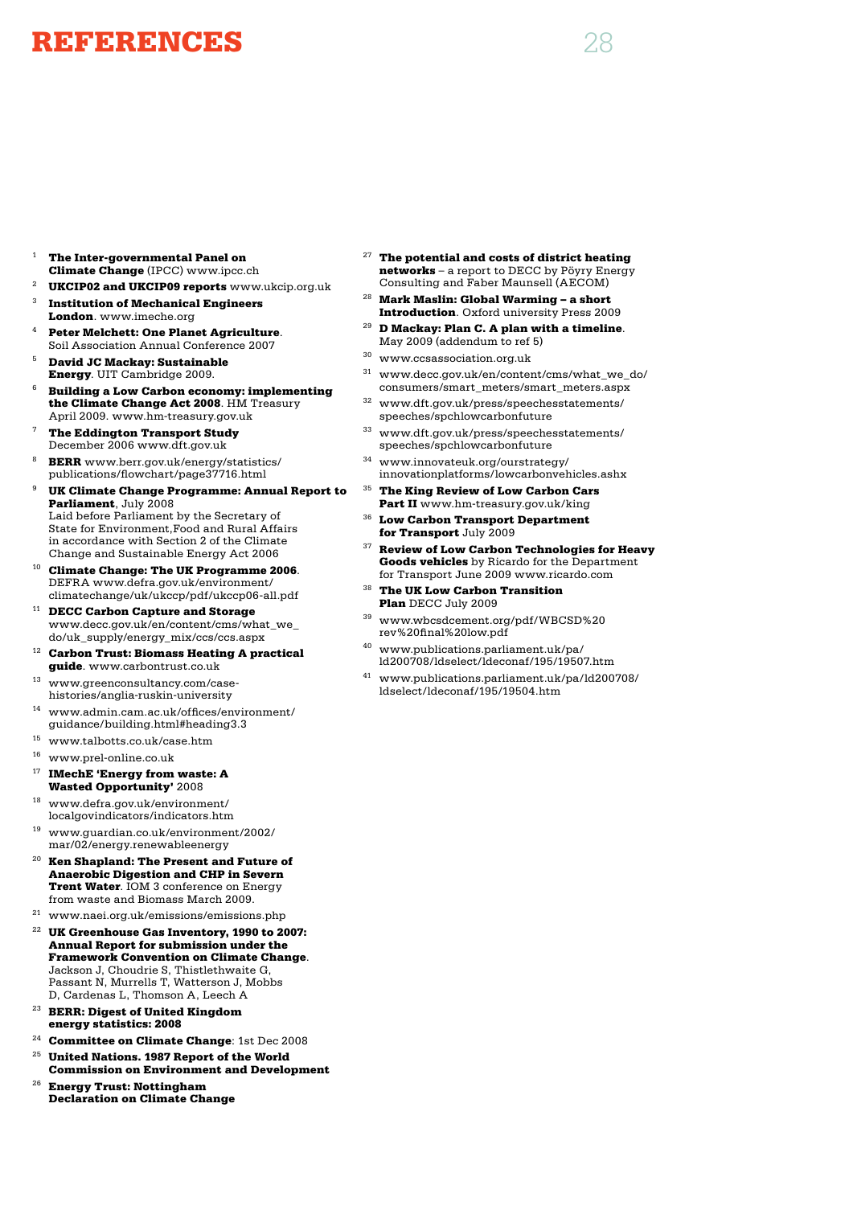# REFERENCES

1. **The Inter-governmental Panel on Climate Change** (IPCC) www.ipcc.ch
2. **UKCIP02 and UKCIP09 reports** www.ukcip.org.uk
3. **Institution of Mechanical Engineers London**. www.imeche.org
4. **Peter Melchett: One Planet Agriculture**. Soil Association Annual Conference 2007
5. **David JC Mackay: Sustainable Energy**. UIT Cambridge 2009.
6. **Building a Low Carbon economy: implementing the Climate Change Act 2008**. HM Treasury April 2009. www.hm-treasury.gov.uk
7. **The Eddington Transport Study** December 2006 www.dft.gov.uk
8. **BERR** www.berr.gov.uk/energy/statistics/publications/flowchart/page37716.html
9. **UK Climate Change Programme: Annual Report to Parliament**, July 2008  
   Laid before Parliament by the Secretary of State for Environment,Food and Rural Affairs in accordance with Section 2 of the Climate Change and Sustainable Energy Act 2006
10. **Climate Change: The UK Programme 2006**. DEFRA www.defra.gov.uk/environment/climatechange/uk/ukccp/pdf/ukccp06-all.pdf
11. **DECC Carbon Capture and Storage** www.decc.gov.uk/en/content/cms/what_we_do/uk_supply/energy_mix/ccs/ccs.aspx
12. **Carbon Trust: Biomass Heating A practical guide**. www.carbontrust.co.uk
13. www.greenconsultancy.com/case-histories/anglia-ruskin-university
14. www.admin.cam.ac.uk/offices/environment/guidance/building.html#heading3.3
15. www.talbotts.co.uk/case.htm
16. www.prel-online.co.uk
17. **IMechE 'Energy from waste: A Wasted Opportunity'** 2008
18. www.defra.gov.uk/environment/localgovindicators/indicators.htm
19. www.guardian.co.uk/environment/2002/mar/02/energy.renewableenergy
20. **Ken Shapland: The Present and Future of Anaerobic Digestion and CHP in Severn Trent Water**. IOM 3 conference on Energy from waste and Biomass March 2009.
21. www.naei.org.uk/emissions/emissions.php
22. **UK Greenhouse Gas Inventory, 1990 to 2007: Annual Report for submission under the Framework Convention on Climate Change**. Jackson J, Choudrie S, Thistlethwaite G, Passant N, Murrells T, Watterson J, Mobbs D, Cardenas L, Thomson A, Leech A
23. **BERR: Digest of United Kingdom energy statistics: 2008**
24. **Committee on Climate Change**: 1st Dec 2008
25. **United Nations. 1987 Report of the World Commission on Environment and Development**
26. **Energy Trust: Nottingham Declaration on Climate Change**
27. **The potential and costs of district heating networks** – a report to DECC by Pöyry Energy Consulting and Faber Maunsell (AECOM)
28. **Mark Maslin: Global Warming – a short Introduction**. Oxford university Press 2009
29. **D Mackay: Plan C. A plan with a timeline**. May 2009 (addendum to ref 5)
30. www.ccsassociation.org.uk
31. www.decc.gov.uk/en/content/cms/what_we_do/consumers/smart_meters/smart_meters.aspx
32. www.dft.gov.uk/press/speechesstatements/speeches/spchlowcarbonfuture
33. www.dft.gov.uk/press/speechesstatements/speeches/spchlowcarbonfuture
34. www.innovateuk.org/ourstrategy/innovationplatforms/lowcarbonvehicles.ashx
35. **The King Review of Low Carbon Cars Part II** www.hm-treasury.gov.uk/king
36. **Low Carbon Transport Department for Transport** July 2009
37. **Review of Low Carbon Technologies for Heavy Goods vehicles** by Ricardo for the Department for Transport June 2009 www.ricardo.com
38. **The UK Low Carbon Transition Plan** DECC July 2009
39. www.wbcsdcement.org/pdf/WBCSD%20rev%20final%20low.pdf
40. www.publications.parliament.uk/pa/ld200708/ldselect/ldeconaf/195/19507.htm
41. www.publications.parliament.uk/pa/ld200708/ldselect/ldeconaf/195/19504.htm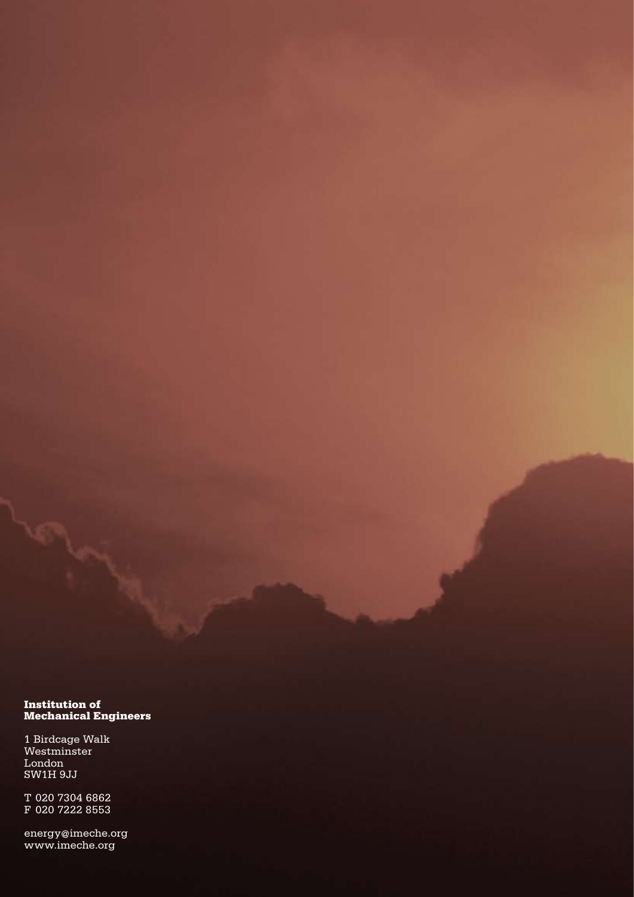**Institution of Mechanical Engineers**

1 Birdcage Walk
Westminster
London
SW1H 9JJ

T 020 7304 6862
F 020 7222 8553

energy@imeche.org
www.imeche.org